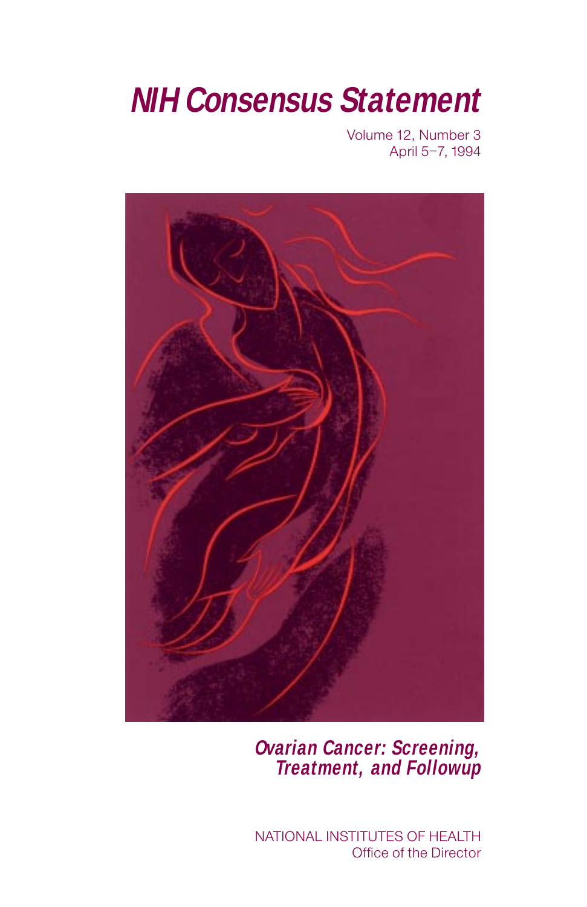# *NIH Consensus Statement*

Volume 12, Number 3
April 5–7, 1994

***Ovarian Cancer: Screening, Treatment, and Followup***

NATIONAL INSTITUTES OF HEALTH
Office of the Director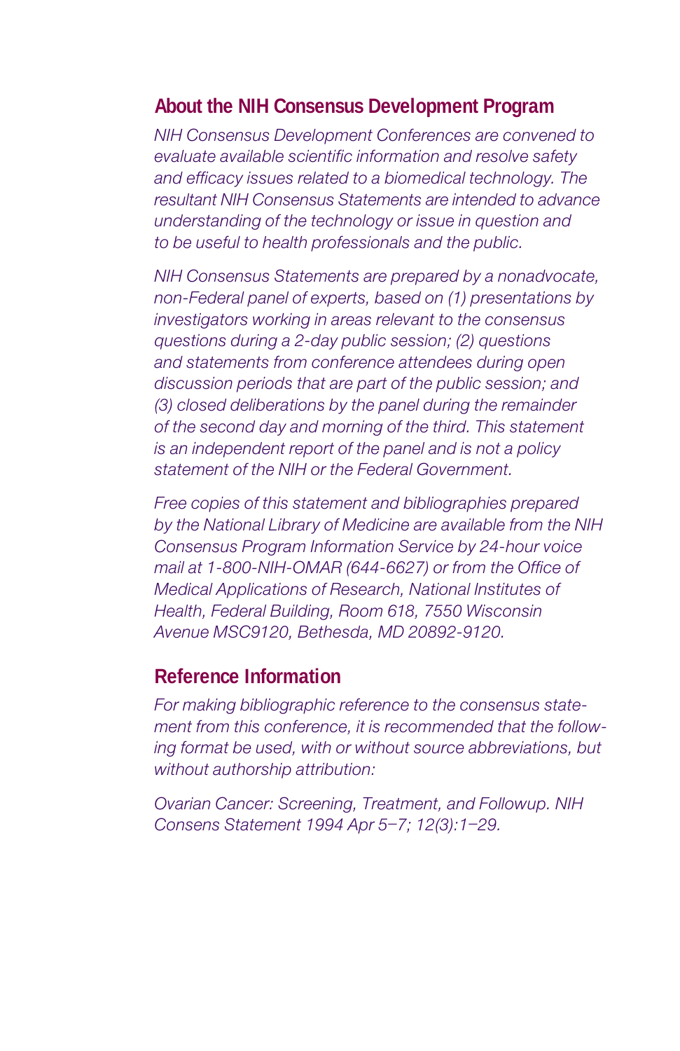## About the NIH Consensus Development Program

*NIH Consensus Development Conferences are convened to evaluate available scientific information and resolve safety and efficacy issues related to a biomedical technology. The resultant NIH Consensus Statements are intended to advance understanding of the technology or issue in question and to be useful to health professionals and the public.*

*NIH Consensus Statements are prepared by a nonadvocate, non-Federal panel of experts, based on (1) presentations by investigators working in areas relevant to the consensus questions during a 2-day public session; (2) questions and statements from conference attendees during open discussion periods that are part of the public session; and (3) closed deliberations by the panel during the remainder of the second day and morning of the third. This statement is an independent report of the panel and is not a policy statement of the NIH or the Federal Government.*

*Free copies of this statement and bibliographies prepared by the National Library of Medicine are available from the NIH Consensus Program Information Service by 24-hour voice mail at 1-800-NIH-OMAR (644-6627) or from the Office of Medical Applications of Research, National Institutes of Health, Federal Building, Room 618, 7550 Wisconsin Avenue MSC9120, Bethesda, MD 20892-9120.*

## Reference Information

*For making bibliographic reference to the consensus statement from this conference, it is recommended that the following format be used, with or without source abbreviations, but without authorship attribution:*

*Ovarian Cancer: Screening, Treatment, and Followup. NIH Consens Statement 1994 Apr 5–7; 12(3):1–29.*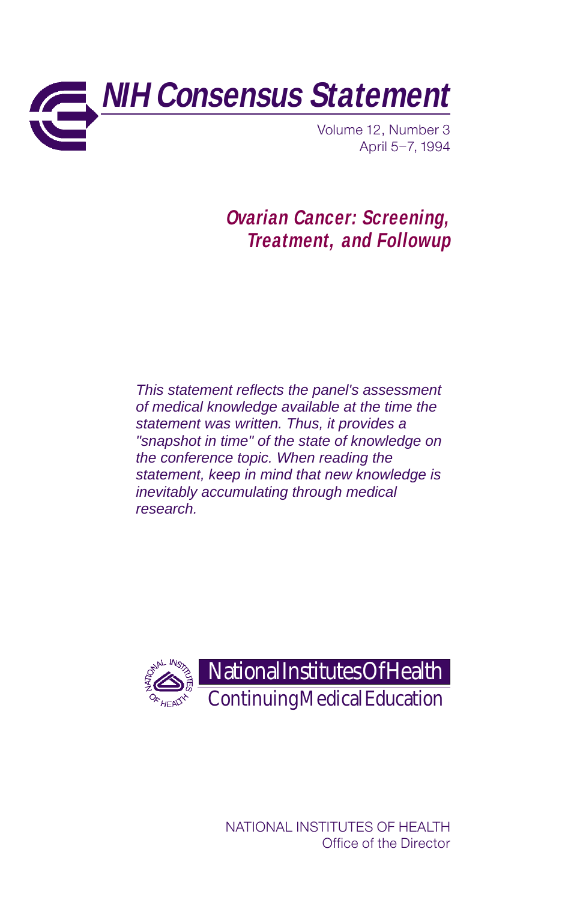# NIH Consensus Statement

Volume 12, Number 3
April 5–7, 1994

## *Ovarian Cancer: Screening, Treatment, and Followup*

*This statement reflects the panel's assessment of medical knowledge available at the time the statement was written. Thus, it provides a "snapshot in time" of the state of knowledge on the conference topic. When reading the statement, keep in mind that new knowledge is inevitably accumulating through medical research.*

National Institutes Of Health
Continuing Medical Education

NATIONAL INSTITUTES OF HEALTH
Office of the Director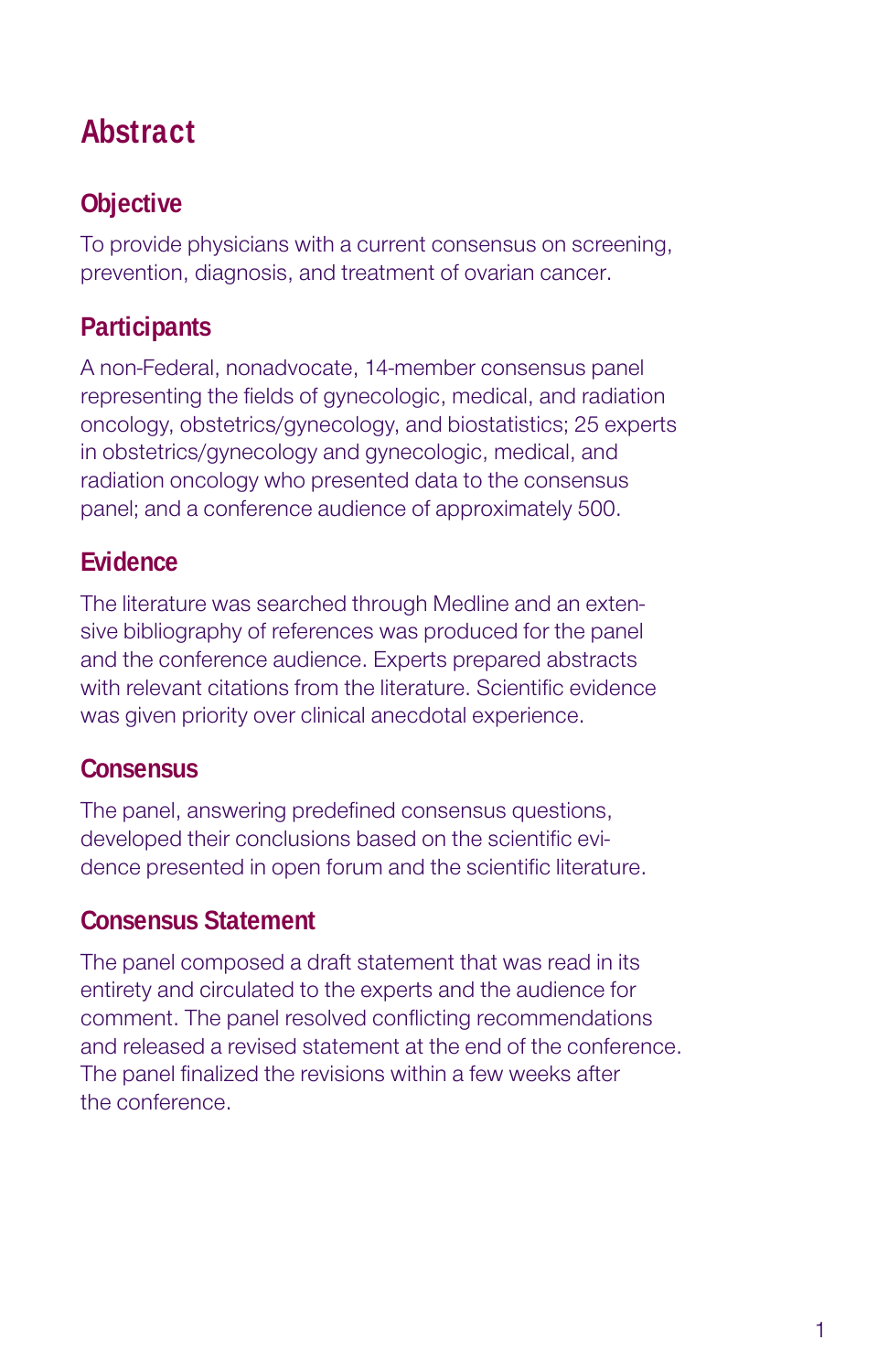# Abstract

## Objective

To provide physicians with a current consensus on screening, prevention, diagnosis, and treatment of ovarian cancer.

## Participants

A non-Federal, nonadvocate, 14-member consensus panel representing the fields of gynecologic, medical, and radiation oncology, obstetrics/gynecology, and biostatistics; 25 experts in obstetrics/gynecology and gynecologic, medical, and radiation oncology who presented data to the consensus panel; and a conference audience of approximately 500.

## Evidence

The literature was searched through Medline and an extensive bibliography of references was produced for the panel and the conference audience. Experts prepared abstracts with relevant citations from the literature. Scientific evidence was given priority over clinical anecdotal experience.

## Consensus

The panel, answering predefined consensus questions, developed their conclusions based on the scientific evidence presented in open forum and the scientific literature.

## Consensus Statement

The panel composed a draft statement that was read in its entirety and circulated to the experts and the audience for comment. The panel resolved conflicting recommendations and released a revised statement at the end of the conference. The panel finalized the revisions within a few weeks after the conference.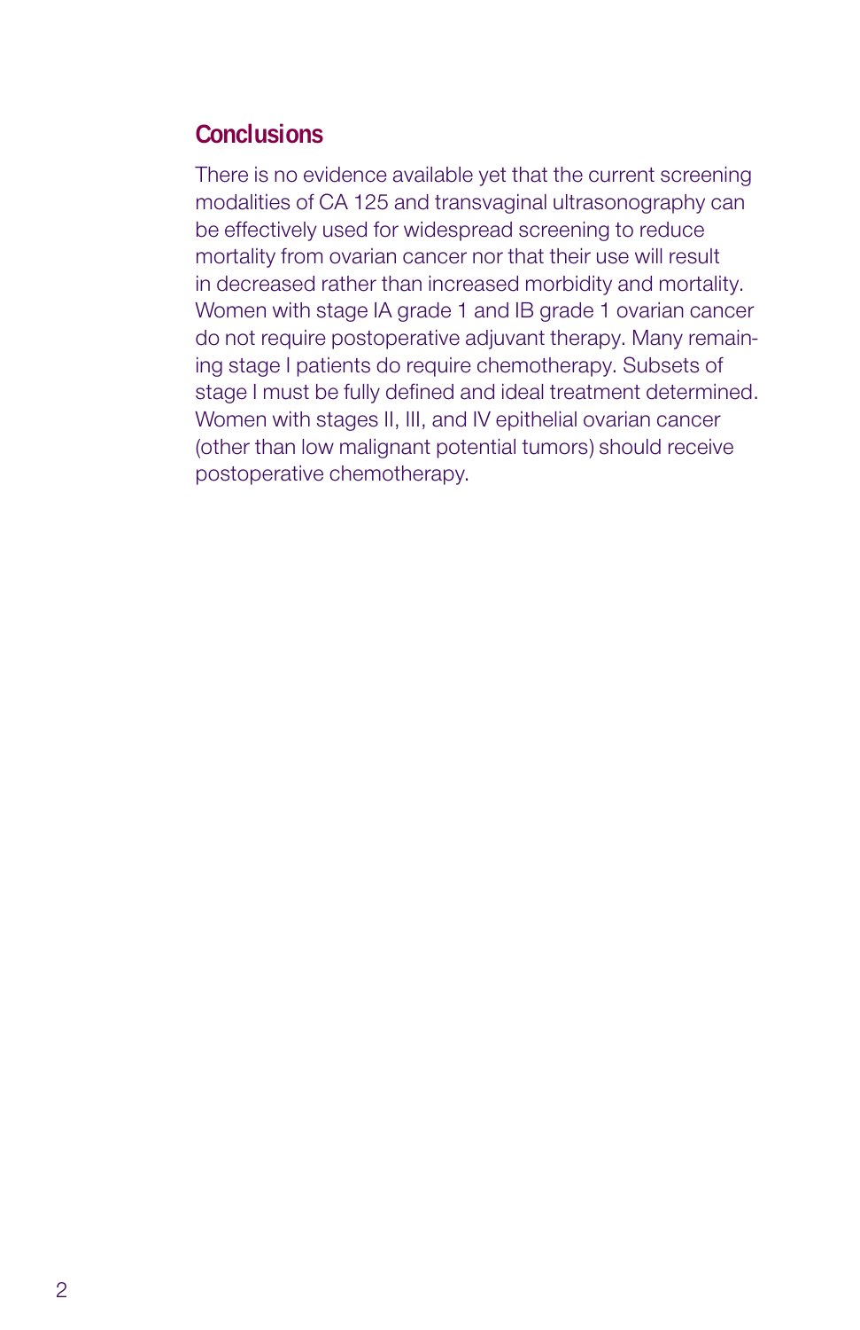## Conclusions

There is no evidence available yet that the current screening modalities of CA 125 and transvaginal ultrasonography can be effectively used for widespread screening to reduce mortality from ovarian cancer nor that their use will result in decreased rather than increased morbidity and mortality. Women with stage IA grade 1 and IB grade 1 ovarian cancer do not require postoperative adjuvant therapy. Many remaining stage I patients do require chemotherapy. Subsets of stage I must be fully defined and ideal treatment determined. Women with stages II, III, and IV epithelial ovarian cancer (other than low malignant potential tumors) should receive postoperative chemotherapy.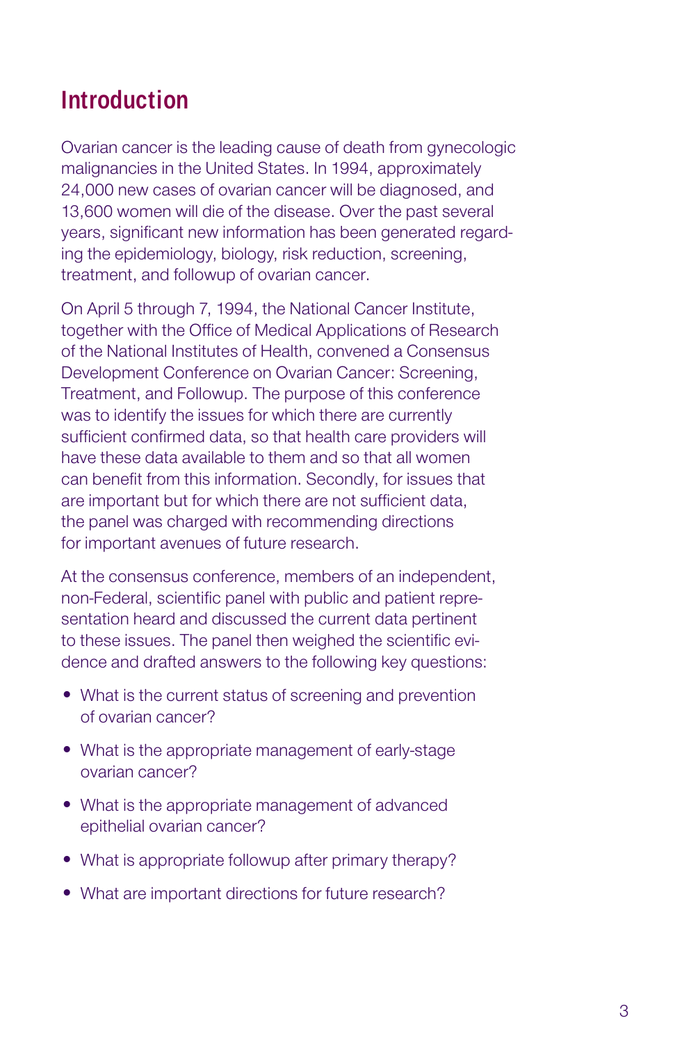## Introduction

Ovarian cancer is the leading cause of death from gynecologic malignancies in the United States. In 1994, approximately 24,000 new cases of ovarian cancer will be diagnosed, and 13,600 women will die of the disease. Over the past several years, significant new information has been generated regarding the epidemiology, biology, risk reduction, screening, treatment, and followup of ovarian cancer.

On April 5 through 7, 1994, the National Cancer Institute, together with the Office of Medical Applications of Research of the National Institutes of Health, convened a Consensus Development Conference on Ovarian Cancer: Screening, Treatment, and Followup. The purpose of this conference was to identify the issues for which there are currently sufficient confirmed data, so that health care providers will have these data available to them and so that all women can benefit from this information. Secondly, for issues that are important but for which there are not sufficient data, the panel was charged with recommending directions for important avenues of future research.

At the consensus conference, members of an independent, non-Federal, scientific panel with public and patient representation heard and discussed the current data pertinent to these issues. The panel then weighed the scientific evidence and drafted answers to the following key questions:

- What is the current status of screening and prevention of ovarian cancer?
- What is the appropriate management of early-stage ovarian cancer?
- What is the appropriate management of advanced epithelial ovarian cancer?
- What is appropriate followup after primary therapy?
- What are important directions for future research?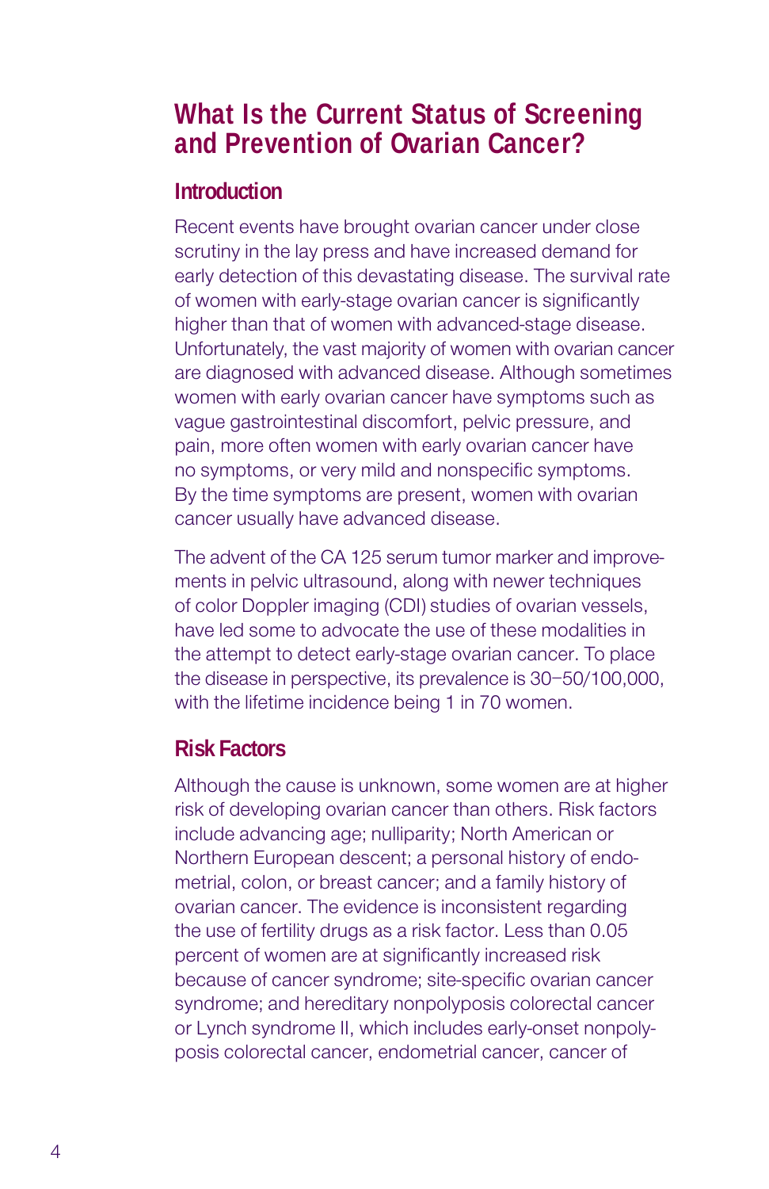# What Is the Current Status of Screening and Prevention of Ovarian Cancer?

## Introduction

Recent events have brought ovarian cancer under close scrutiny in the lay press and have increased demand for early detection of this devastating disease. The survival rate of women with early-stage ovarian cancer is significantly higher than that of women with advanced-stage disease. Unfortunately, the vast majority of women with ovarian cancer are diagnosed with advanced disease. Although sometimes women with early ovarian cancer have symptoms such as vague gastrointestinal discomfort, pelvic pressure, and pain, more often women with early ovarian cancer have no symptoms, or very mild and nonspecific symptoms. By the time symptoms are present, women with ovarian cancer usually have advanced disease.

The advent of the CA 125 serum tumor marker and improvements in pelvic ultrasound, along with newer techniques of color Doppler imaging (CDI) studies of ovarian vessels, have led some to advocate the use of these modalities in the attempt to detect early-stage ovarian cancer. To place the disease in perspective, its prevalence is 30–50/100,000, with the lifetime incidence being 1 in 70 women.

## Risk Factors

Although the cause is unknown, some women are at higher risk of developing ovarian cancer than others. Risk factors include advancing age; nulliparity; North American or Northern European descent; a personal history of endometrial, colon, or breast cancer; and a family history of ovarian cancer. The evidence is inconsistent regarding the use of fertility drugs as a risk factor. Less than 0.05 percent of women are at significantly increased risk because of cancer syndrome; site-specific ovarian cancer syndrome; and hereditary nonpolyposis colorectal cancer or Lynch syndrome II, which includes early-onset nonpolyposis colorectal cancer, endometrial cancer, cancer of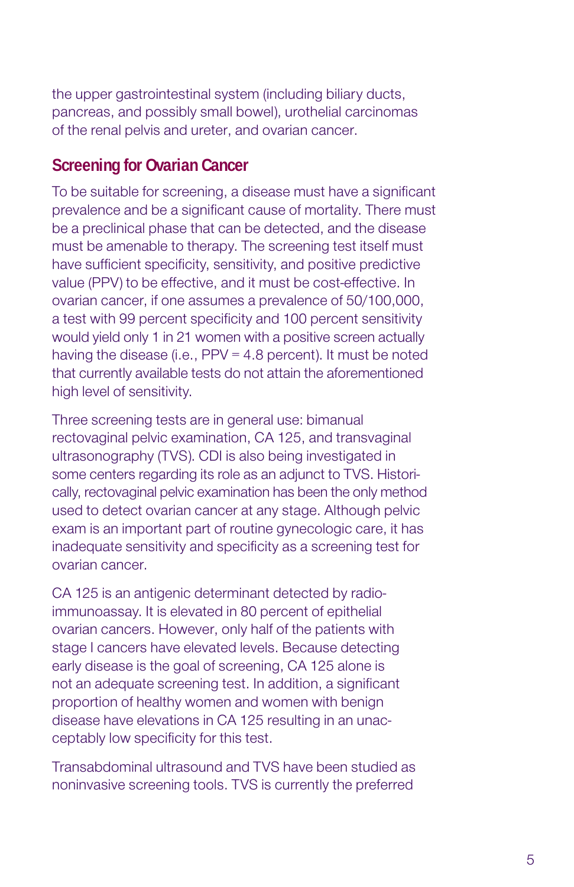the upper gastrointestinal system (including biliary ducts, pancreas, and possibly small bowel), urothelial carcinomas of the renal pelvis and ureter, and ovarian cancer.

## Screening for Ovarian Cancer

To be suitable for screening, a disease must have a significant prevalence and be a significant cause of mortality. There must be a preclinical phase that can be detected, and the disease must be amenable to therapy. The screening test itself must have sufficient specificity, sensitivity, and positive predictive value (PPV) to be effective, and it must be cost-effective. In ovarian cancer, if one assumes a prevalence of 50/100,000, a test with 99 percent specificity and 100 percent sensitivity would yield only 1 in 21 women with a positive screen actually having the disease (i.e., PPV = 4.8 percent). It must be noted that currently available tests do not attain the aforementioned high level of sensitivity.

Three screening tests are in general use: bimanual rectovaginal pelvic examination, CA 125, and transvaginal ultrasonography (TVS). CDI is also being investigated in some centers regarding its role as an adjunct to TVS. Historically, rectovaginal pelvic examination has been the only method used to detect ovarian cancer at any stage. Although pelvic exam is an important part of routine gynecologic care, it has inadequate sensitivity and specificity as a screening test for ovarian cancer.

CA 125 is an antigenic determinant detected by radioimmunoassay. It is elevated in 80 percent of epithelial ovarian cancers. However, only half of the patients with stage I cancers have elevated levels. Because detecting early disease is the goal of screening, CA 125 alone is not an adequate screening test. In addition, a significant proportion of healthy women and women with benign disease have elevations in CA 125 resulting in an unacceptably low specificity for this test.

Transabdominal ultrasound and TVS have been studied as noninvasive screening tools. TVS is currently the preferred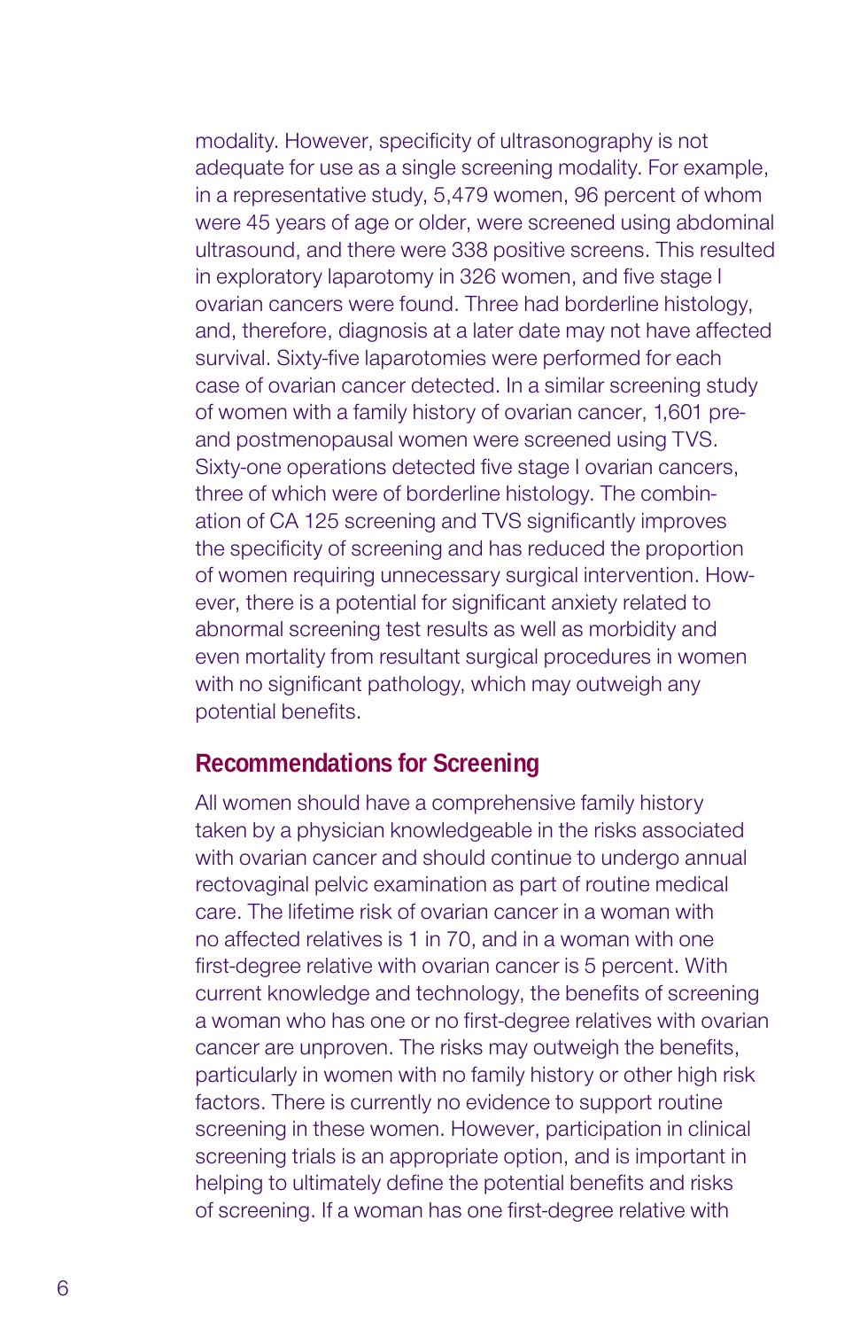modality. However, specificity of ultrasonography is not adequate for use as a single screening modality. For example, in a representative study, 5,479 women, 96 percent of whom were 45 years of age or older, were screened using abdominal ultrasound, and there were 338 positive screens. This resulted in exploratory laparotomy in 326 women, and five stage I ovarian cancers were found. Three had borderline histology, and, therefore, diagnosis at a later date may not have affected survival. Sixty-five laparotomies were performed for each case of ovarian cancer detected. In a similar screening study of women with a family history of ovarian cancer, 1,601 pre- and postmenopausal women were screened using TVS. Sixty-one operations detected five stage I ovarian cancers, three of which were of borderline histology. The combination of CA 125 screening and TVS significantly improves the specificity of screening and has reduced the proportion of women requiring unnecessary surgical intervention. However, there is a potential for significant anxiety related to abnormal screening test results as well as morbidity and even mortality from resultant surgical procedures in women with no significant pathology, which may outweigh any potential benefits.

## Recommendations for Screening

All women should have a comprehensive family history taken by a physician knowledgeable in the risks associated with ovarian cancer and should continue to undergo annual rectovaginal pelvic examination as part of routine medical care. The lifetime risk of ovarian cancer in a woman with no affected relatives is 1 in 70, and in a woman with one first-degree relative with ovarian cancer is 5 percent. With current knowledge and technology, the benefits of screening a woman who has one or no first-degree relatives with ovarian cancer are unproven. The risks may outweigh the benefits, particularly in women with no family history or other high risk factors. There is currently no evidence to support routine screening in these women. However, participation in clinical screening trials is an appropriate option, and is important in helping to ultimately define the potential benefits and risks of screening. If a woman has one first-degree relative with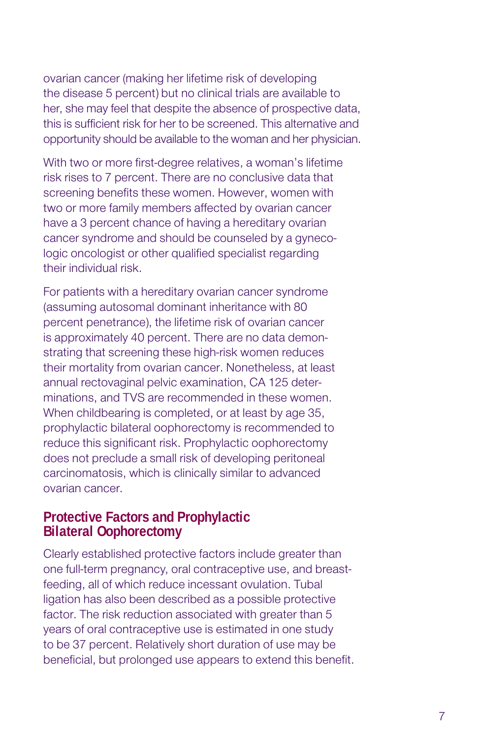ovarian cancer (making her lifetime risk of developing the disease 5 percent) but no clinical trials are available to her, she may feel that despite the absence of prospective data, this is sufficient risk for her to be screened. This alternative and opportunity should be available to the woman and her physician.

With two or more first-degree relatives, a woman's lifetime risk rises to 7 percent. There are no conclusive data that screening benefits these women. However, women with two or more family members affected by ovarian cancer have a 3 percent chance of having a hereditary ovarian cancer syndrome and should be counseled by a gynecologic oncologist or other qualified specialist regarding their individual risk.

For patients with a hereditary ovarian cancer syndrome (assuming autosomal dominant inheritance with 80 percent penetrance), the lifetime risk of ovarian cancer is approximately 40 percent. There are no data demonstrating that screening these high-risk women reduces their mortality from ovarian cancer. Nonetheless, at least annual rectovaginal pelvic examination, CA 125 determinations, and TVS are recommended in these women. When childbearing is completed, or at least by age 35, prophylactic bilateral oophorectomy is recommended to reduce this significant risk. Prophylactic oophorectomy does not preclude a small risk of developing peritoneal carcinomatosis, which is clinically similar to advanced ovarian cancer.

## Protective Factors and Prophylactic Bilateral Oophorectomy

Clearly established protective factors include greater than one full-term pregnancy, oral contraceptive use, and breastfeeding, all of which reduce incessant ovulation. Tubal ligation has also been described as a possible protective factor. The risk reduction associated with greater than 5 years of oral contraceptive use is estimated in one study to be 37 percent. Relatively short duration of use may be beneficial, but prolonged use appears to extend this benefit.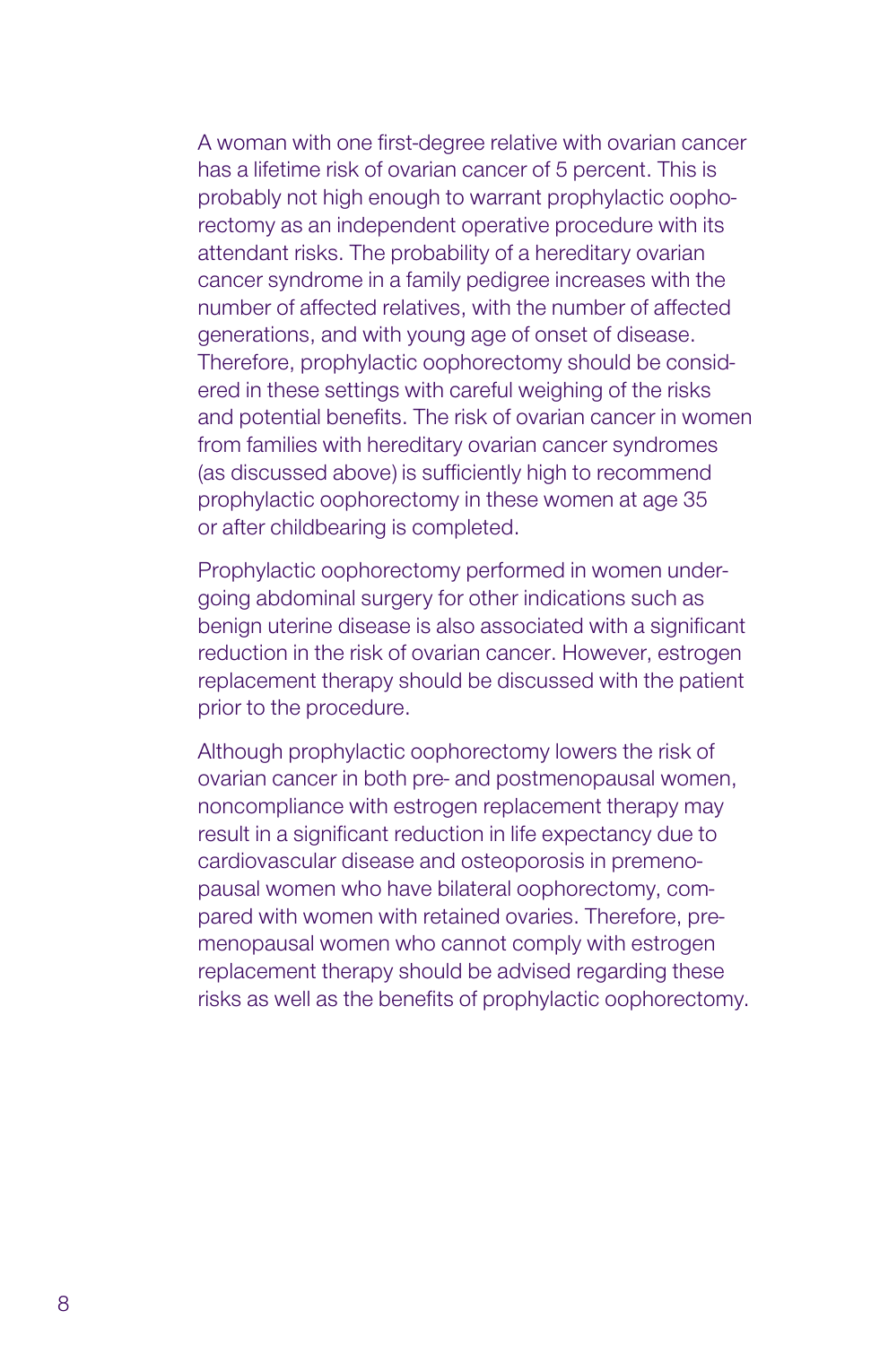A woman with one first-degree relative with ovarian cancer has a lifetime risk of ovarian cancer of 5 percent. This is probably not high enough to warrant prophylactic oophorectomy as an independent operative procedure with its attendant risks. The probability of a hereditary ovarian cancer syndrome in a family pedigree increases with the number of affected relatives, with the number of affected generations, and with young age of onset of disease. Therefore, prophylactic oophorectomy should be considered in these settings with careful weighing of the risks and potential benefits. The risk of ovarian cancer in women from families with hereditary ovarian cancer syndromes (as discussed above) is sufficiently high to recommend prophylactic oophorectomy in these women at age 35 or after childbearing is completed.

Prophylactic oophorectomy performed in women undergoing abdominal surgery for other indications such as benign uterine disease is also associated with a significant reduction in the risk of ovarian cancer. However, estrogen replacement therapy should be discussed with the patient prior to the procedure.

Although prophylactic oophorectomy lowers the risk of ovarian cancer in both pre- and postmenopausal women, noncompliance with estrogen replacement therapy may result in a significant reduction in life expectancy due to cardiovascular disease and osteoporosis in premenopausal women who have bilateral oophorectomy, compared with women with retained ovaries. Therefore, premenopausal women who cannot comply with estrogen replacement therapy should be advised regarding these risks as well as the benefits of prophylactic oophorectomy.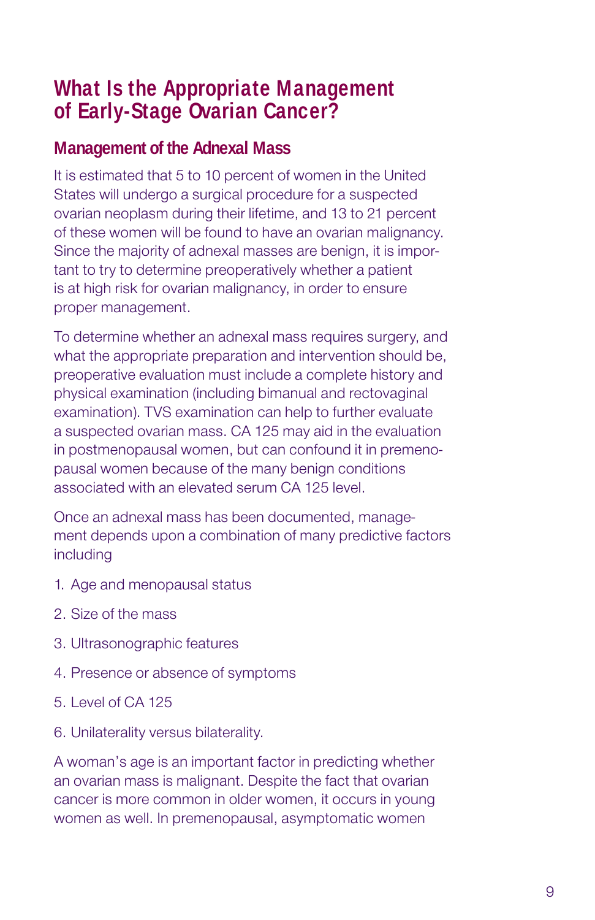# What Is the Appropriate Management of Early-Stage Ovarian Cancer?

## Management of the Adnexal Mass

It is estimated that 5 to 10 percent of women in the United States will undergo a surgical procedure for a suspected ovarian neoplasm during their lifetime, and 13 to 21 percent of these women will be found to have an ovarian malignancy. Since the majority of adnexal masses are benign, it is important to try to determine preoperatively whether a patient is at high risk for ovarian malignancy, in order to ensure proper management.

To determine whether an adnexal mass requires surgery, and what the appropriate preparation and intervention should be, preoperative evaluation must include a complete history and physical examination (including bimanual and rectovaginal examination). TVS examination can help to further evaluate a suspected ovarian mass. CA 125 may aid in the evaluation in postmenopausal women, but can confound it in premenopausal women because of the many benign conditions associated with an elevated serum CA 125 level.

Once an adnexal mass has been documented, management depends upon a combination of many predictive factors including

1. Age and menopausal status
2. Size of the mass
3. Ultrasonographic features
4. Presence or absence of symptoms
5. Level of CA 125
6. Unilaterality versus bilaterality.

A woman's age is an important factor in predicting whether an ovarian mass is malignant. Despite the fact that ovarian cancer is more common in older women, it occurs in young women as well. In premenopausal, asymptomatic women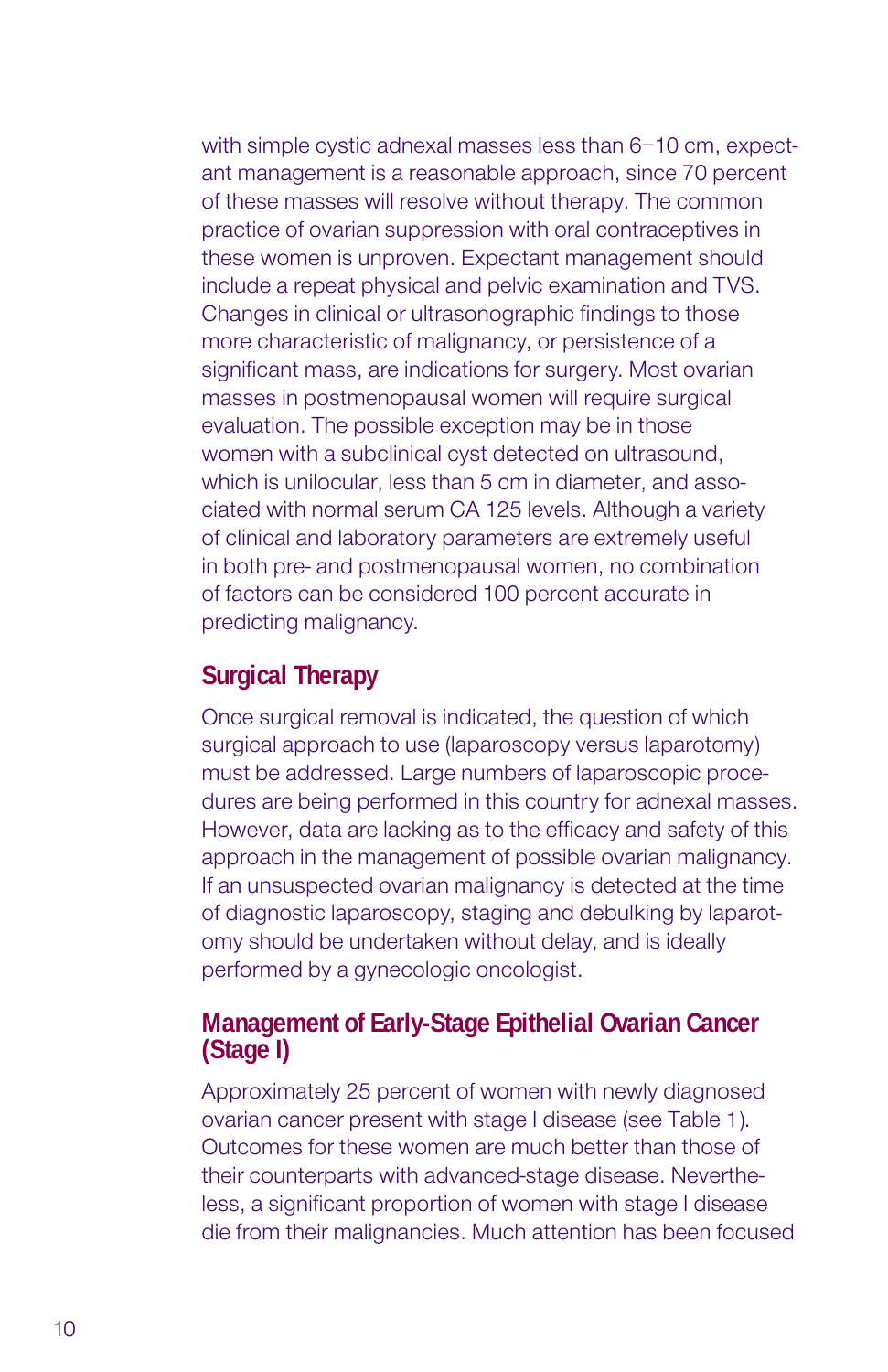with simple cystic adnexal masses less than 6–10 cm, expectant management is a reasonable approach, since 70 percent of these masses will resolve without therapy. The common practice of ovarian suppression with oral contraceptives in these women is unproven. Expectant management should include a repeat physical and pelvic examination and TVS. Changes in clinical or ultrasonographic findings to those more characteristic of malignancy, or persistence of a significant mass, are indications for surgery. Most ovarian masses in postmenopausal women will require surgical evaluation. The possible exception may be in those women with a subclinical cyst detected on ultrasound, which is unilocular, less than 5 cm in diameter, and associated with normal serum CA 125 levels. Although a variety of clinical and laboratory parameters are extremely useful in both pre- and postmenopausal women, no combination of factors can be considered 100 percent accurate in predicting malignancy.

## Surgical Therapy

Once surgical removal is indicated, the question of which surgical approach to use (laparoscopy versus laparotomy) must be addressed. Large numbers of laparoscopic procedures are being performed in this country for adnexal masses. However, data are lacking as to the efficacy and safety of this approach in the management of possible ovarian malignancy. If an unsuspected ovarian malignancy is detected at the time of diagnostic laparoscopy, staging and debulking by laparotomy should be undertaken without delay, and is ideally performed by a gynecologic oncologist.

## Management of Early-Stage Epithelial Ovarian Cancer (Stage I)

Approximately 25 percent of women with newly diagnosed ovarian cancer present with stage I disease (see Table 1). Outcomes for these women are much better than those of their counterparts with advanced-stage disease. Nevertheless, a significant proportion of women with stage I disease die from their malignancies. Much attention has been focused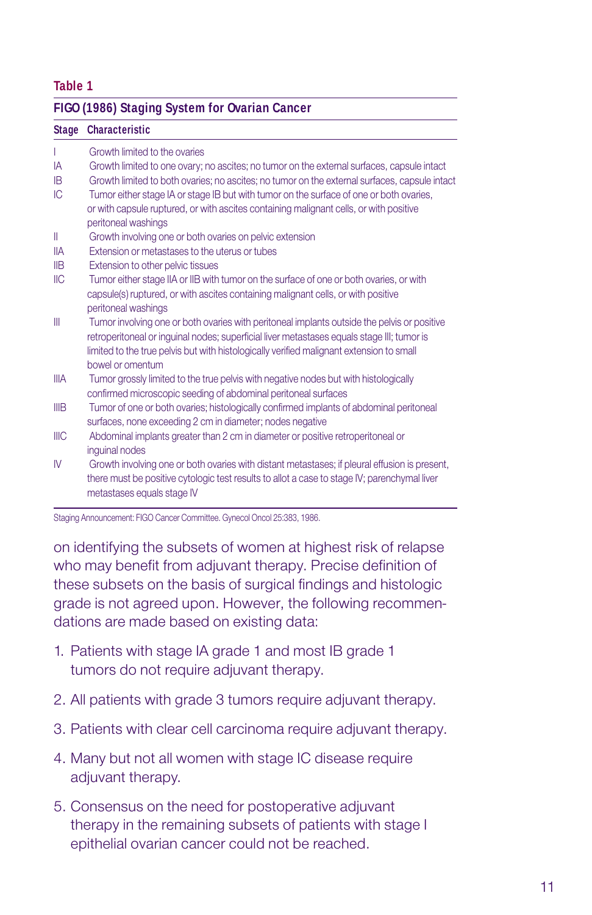**Table 1**

**FIGO (1986) Staging System for Ovarian Cancer**

| Stage | Characteristic |
|---|---|
| I | Growth limited to the ovaries |
| IA | Growth limited to one ovary; no ascites; no tumor on the external surfaces, capsule intact |
| IB | Growth limited to both ovaries; no ascites; no tumor on the external surfaces, capsule intact |
| IC | Tumor either stage IA or stage IB but with tumor on the surface of one or both ovaries, or with capsule ruptured, or with ascites containing malignant cells, or with positive peritoneal washings |
| II | Growth involving one or both ovaries on pelvic extension |
| IIA | Extension or metastases to the uterus or tubes |
| IIB | Extension to other pelvic tissues |
| IIC | Tumor either stage IIA or IIB with tumor on the surface of one or both ovaries, or with capsule(s) ruptured, or with ascites containing malignant cells, or with positive peritoneal washings |
| III | Tumor involving one or both ovaries with peritoneal implants outside the pelvis or positive retroperitoneal or inguinal nodes; superficial liver metastases equals stage III; tumor is limited to the true pelvis but with histologically verified malignant extension to small bowel or omentum |
| IIIA | Tumor grossly limited to the true pelvis with negative nodes but with histologically confirmed microscopic seeding of abdominal peritoneal surfaces |
| IIIB | Tumor of one or both ovaries; histologically confirmed implants of abdominal peritoneal surfaces, none exceeding 2 cm in diameter; nodes negative |
| IIIC | Abdominal implants greater than 2 cm in diameter or positive retroperitoneal or inguinal nodes |
| IV | Growth involving one or both ovaries with distant metastases; if pleural effusion is present, there must be positive cytologic test results to allot a case to stage IV; parenchymal liver metastases equals stage IV |

Staging Announcement: FIGO Cancer Committee. Gynecol Oncol 25:383, 1986.

on identifying the subsets of women at highest risk of relapse who may benefit from adjuvant therapy. Precise definition of these subsets on the basis of surgical findings and histologic grade is not agreed upon. However, the following recommendations are made based on existing data:

1. Patients with stage IA grade 1 and most IB grade 1 tumors do not require adjuvant therapy.
2. All patients with grade 3 tumors require adjuvant therapy.
3. Patients with clear cell carcinoma require adjuvant therapy.
4. Many but not all women with stage IC disease require adjuvant therapy.
5. Consensus on the need for postoperative adjuvant therapy in the remaining subsets of patients with stage I epithelial ovarian cancer could not be reached.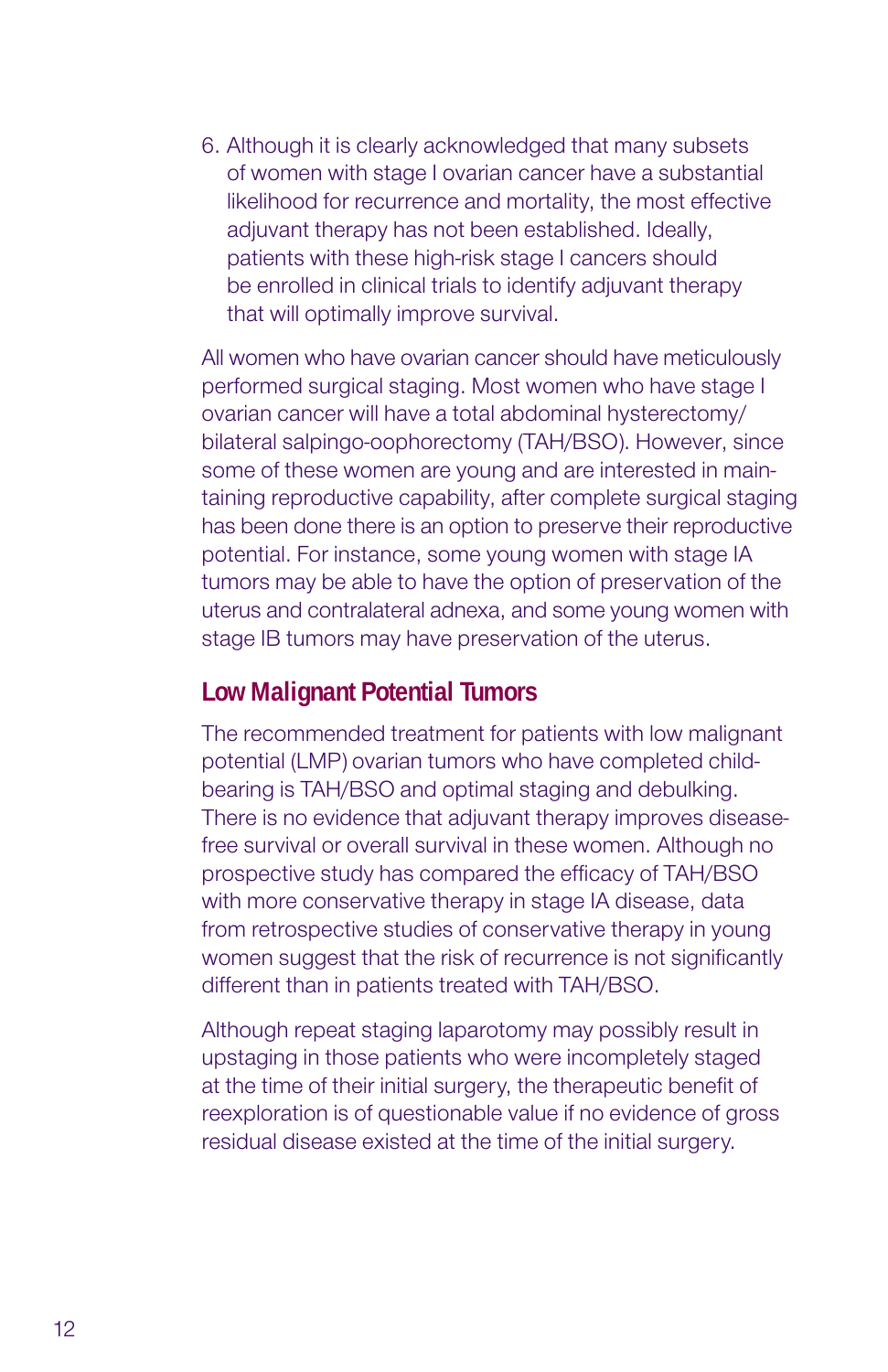6. Although it is clearly acknowledged that many subsets of women with stage I ovarian cancer have a substantial likelihood for recurrence and mortality, the most effective adjuvant therapy has not been established. Ideally, patients with these high-risk stage I cancers should be enrolled in clinical trials to identify adjuvant therapy that will optimally improve survival.

All women who have ovarian cancer should have meticulously performed surgical staging. Most women who have stage I ovarian cancer will have a total abdominal hysterectomy/bilateral salpingo-oophorectomy (TAH/BSO). However, since some of these women are young and are interested in maintaining reproductive capability, after complete surgical staging has been done there is an option to preserve their reproductive potential. For instance, some young women with stage IA tumors may be able to have the option of preservation of the uterus and contralateral adnexa, and some young women with stage IB tumors may have preservation of the uterus.

## Low Malignant Potential Tumors

The recommended treatment for patients with low malignant potential (LMP) ovarian tumors who have completed childbearing is TAH/BSO and optimal staging and debulking. There is no evidence that adjuvant therapy improves disease-free survival or overall survival in these women. Although no prospective study has compared the efficacy of TAH/BSO with more conservative therapy in stage IA disease, data from retrospective studies of conservative therapy in young women suggest that the risk of recurrence is not significantly different than in patients treated with TAH/BSO.

Although repeat staging laparotomy may possibly result in upstaging in those patients who were incompletely staged at the time of their initial surgery, the therapeutic benefit of reexploration is of questionable value if no evidence of gross residual disease existed at the time of the initial surgery.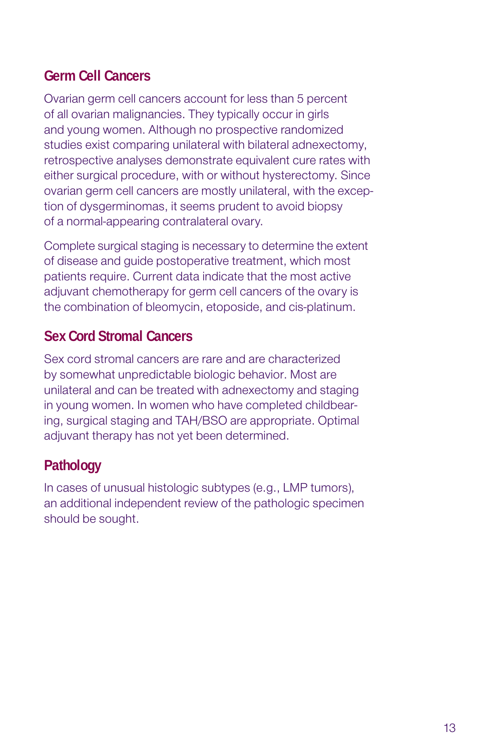## Germ Cell Cancers

Ovarian germ cell cancers account for less than 5 percent of all ovarian malignancies. They typically occur in girls and young women. Although no prospective randomized studies exist comparing unilateral with bilateral adnexectomy, retrospective analyses demonstrate equivalent cure rates with either surgical procedure, with or without hysterectomy. Since ovarian germ cell cancers are mostly unilateral, with the exception of dysgerminomas, it seems prudent to avoid biopsy of a normal-appearing contralateral ovary.

Complete surgical staging is necessary to determine the extent of disease and guide postoperative treatment, which most patients require. Current data indicate that the most active adjuvant chemotherapy for germ cell cancers of the ovary is the combination of bleomycin, etoposide, and cis-platinum.

## Sex Cord Stromal Cancers

Sex cord stromal cancers are rare and are characterized by somewhat unpredictable biologic behavior. Most are unilateral and can be treated with adnexectomy and staging in young women. In women who have completed childbearing, surgical staging and TAH/BSO are appropriate. Optimal adjuvant therapy has not yet been determined.

## Pathology

In cases of unusual histologic subtypes (e.g., LMP tumors), an additional independent review of the pathologic specimen should be sought.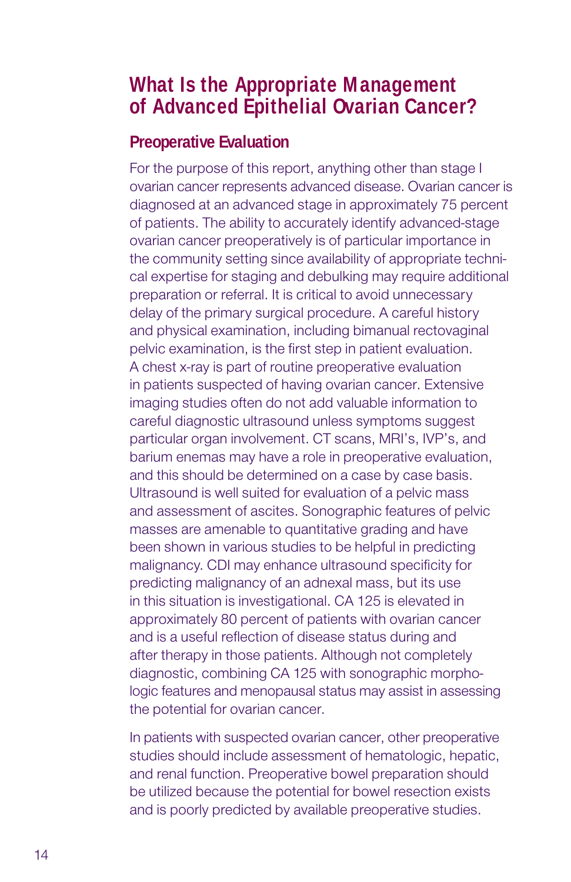## What Is the Appropriate Management of Advanced Epithelial Ovarian Cancer?

### Preoperative Evaluation

For the purpose of this report, anything other than stage I ovarian cancer represents advanced disease. Ovarian cancer is diagnosed at an advanced stage in approximately 75 percent of patients. The ability to accurately identify advanced-stage ovarian cancer preoperatively is of particular importance in the community setting since availability of appropriate technical expertise for staging and debulking may require additional preparation or referral. It is critical to avoid unnecessary delay of the primary surgical procedure. A careful history and physical examination, including bimanual rectovaginal pelvic examination, is the first step in patient evaluation. A chest x-ray is part of routine preoperative evaluation in patients suspected of having ovarian cancer. Extensive imaging studies often do not add valuable information to careful diagnostic ultrasound unless symptoms suggest particular organ involvement. CT scans, MRI's, IVP's, and barium enemas may have a role in preoperative evaluation, and this should be determined on a case by case basis. Ultrasound is well suited for evaluation of a pelvic mass and assessment of ascites. Sonographic features of pelvic masses are amenable to quantitative grading and have been shown in various studies to be helpful in predicting malignancy. CDI may enhance ultrasound specificity for predicting malignancy of an adnexal mass, but its use in this situation is investigational. CA 125 is elevated in approximately 80 percent of patients with ovarian cancer and is a useful reflection of disease status during and after therapy in those patients. Although not completely diagnostic, combining CA 125 with sonographic morphologic features and menopausal status may assist in assessing the potential for ovarian cancer.

In patients with suspected ovarian cancer, other preoperative studies should include assessment of hematologic, hepatic, and renal function. Preoperative bowel preparation should be utilized because the potential for bowel resection exists and is poorly predicted by available preoperative studies.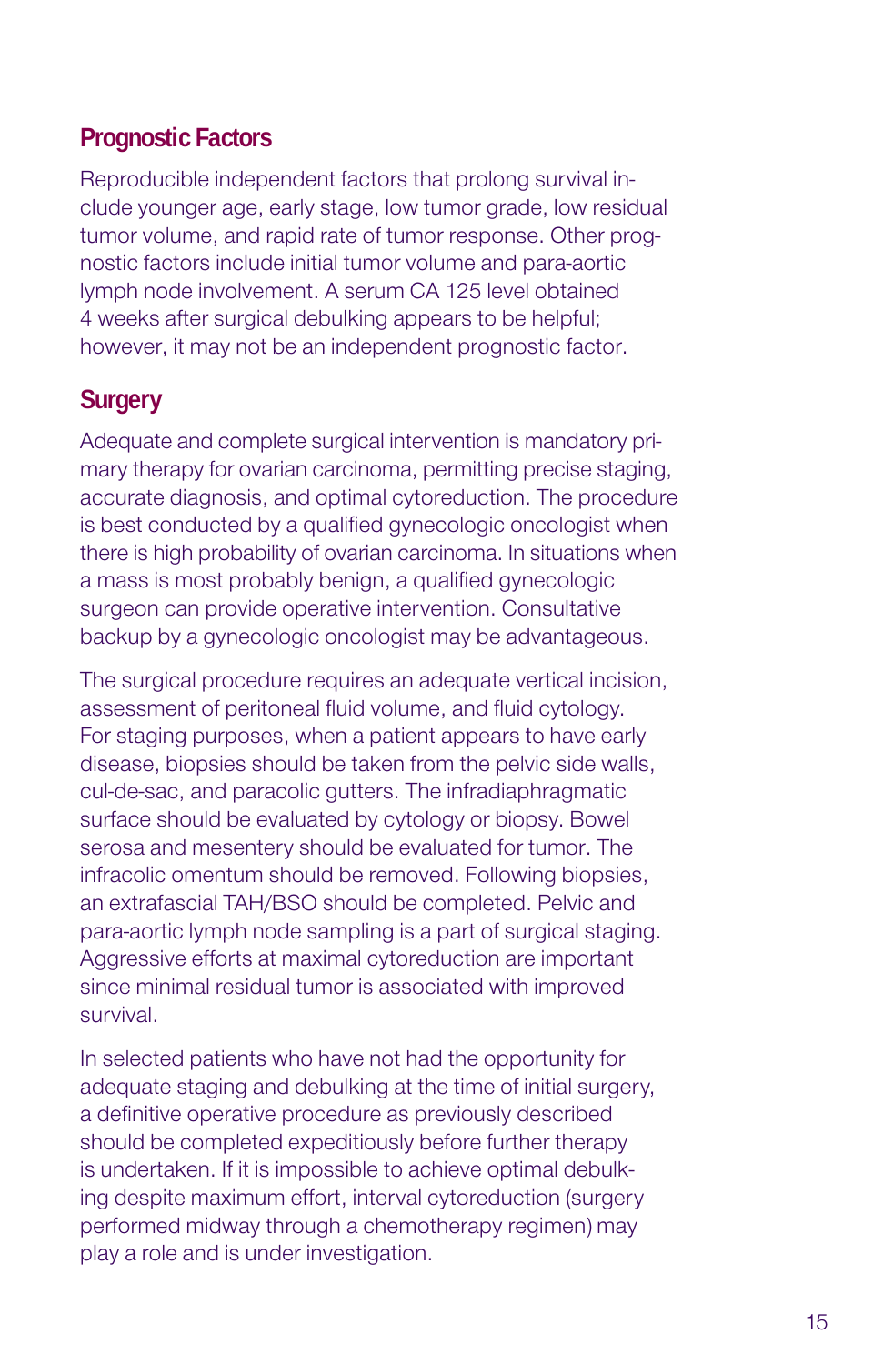## Prognostic Factors

Reproducible independent factors that prolong survival include younger age, early stage, low tumor grade, low residual tumor volume, and rapid rate of tumor response. Other prognostic factors include initial tumor volume and para-aortic lymph node involvement. A serum CA 125 level obtained 4 weeks after surgical debulking appears to be helpful; however, it may not be an independent prognostic factor.

## Surgery

Adequate and complete surgical intervention is mandatory primary therapy for ovarian carcinoma, permitting precise staging, accurate diagnosis, and optimal cytoreduction. The procedure is best conducted by a qualified gynecologic oncologist when there is high probability of ovarian carcinoma. In situations when a mass is most probably benign, a qualified gynecologic surgeon can provide operative intervention. Consultative backup by a gynecologic oncologist may be advantageous.

The surgical procedure requires an adequate vertical incision, assessment of peritoneal fluid volume, and fluid cytology. For staging purposes, when a patient appears to have early disease, biopsies should be taken from the pelvic side walls, cul-de-sac, and paracolic gutters. The infradiaphragmatic surface should be evaluated by cytology or biopsy. Bowel serosa and mesentery should be evaluated for tumor. The infracolic omentum should be removed. Following biopsies, an extrafascial TAH/BSO should be completed. Pelvic and para-aortic lymph node sampling is a part of surgical staging. Aggressive efforts at maximal cytoreduction are important since minimal residual tumor is associated with improved survival.

In selected patients who have not had the opportunity for adequate staging and debulking at the time of initial surgery, a definitive operative procedure as previously described should be completed expeditiously before further therapy is undertaken. If it is impossible to achieve optimal debulking despite maximum effort, interval cytoreduction (surgery performed midway through a chemotherapy regimen) may play a role and is under investigation.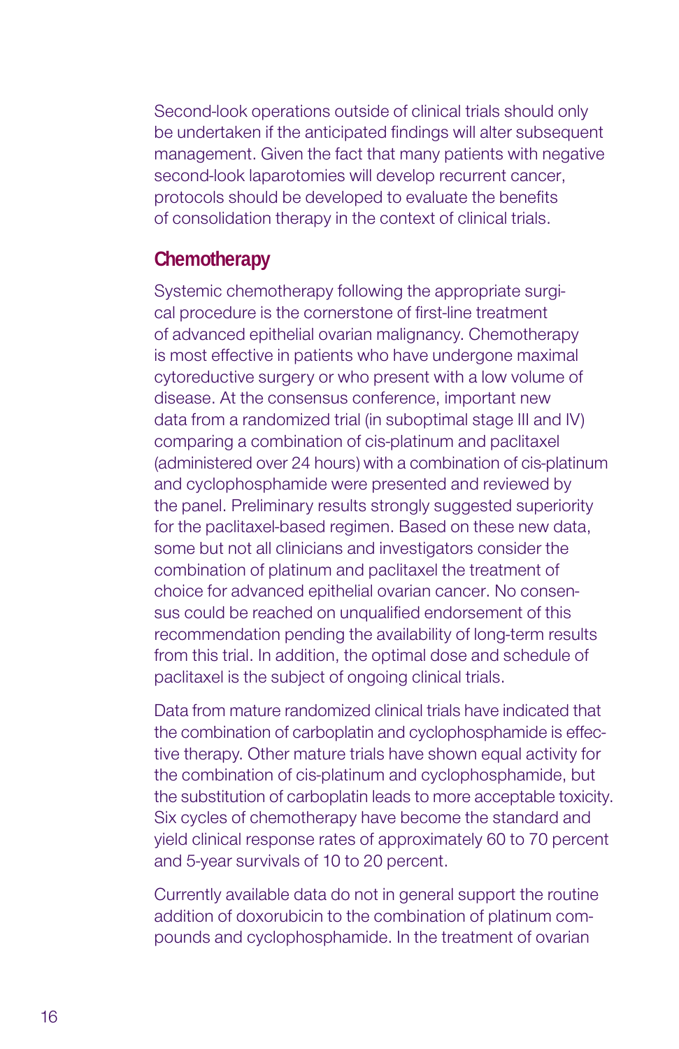Second-look operations outside of clinical trials should only be undertaken if the anticipated findings will alter subsequent management. Given the fact that many patients with negative second-look laparotomies will develop recurrent cancer, protocols should be developed to evaluate the benefits of consolidation therapy in the context of clinical trials.

## Chemotherapy

Systemic chemotherapy following the appropriate surgical procedure is the cornerstone of first-line treatment of advanced epithelial ovarian malignancy. Chemotherapy is most effective in patients who have undergone maximal cytoreductive surgery or who present with a low volume of disease. At the consensus conference, important new data from a randomized trial (in suboptimal stage III and IV) comparing a combination of cis-platinum and paclitaxel (administered over 24 hours) with a combination of cis-platinum and cyclophosphamide were presented and reviewed by the panel. Preliminary results strongly suggested superiority for the paclitaxel-based regimen. Based on these new data, some but not all clinicians and investigators consider the combination of platinum and paclitaxel the treatment of choice for advanced epithelial ovarian cancer. No consensus could be reached on unqualified endorsement of this recommendation pending the availability of long-term results from this trial. In addition, the optimal dose and schedule of paclitaxel is the subject of ongoing clinical trials.

Data from mature randomized clinical trials have indicated that the combination of carboplatin and cyclophosphamide is effective therapy. Other mature trials have shown equal activity for the combination of cis-platinum and cyclophosphamide, but the substitution of carboplatin leads to more acceptable toxicity. Six cycles of chemotherapy have become the standard and yield clinical response rates of approximately 60 to 70 percent and 5-year survivals of 10 to 20 percent.

Currently available data do not in general support the routine addition of doxorubicin to the combination of platinum compounds and cyclophosphamide. In the treatment of ovarian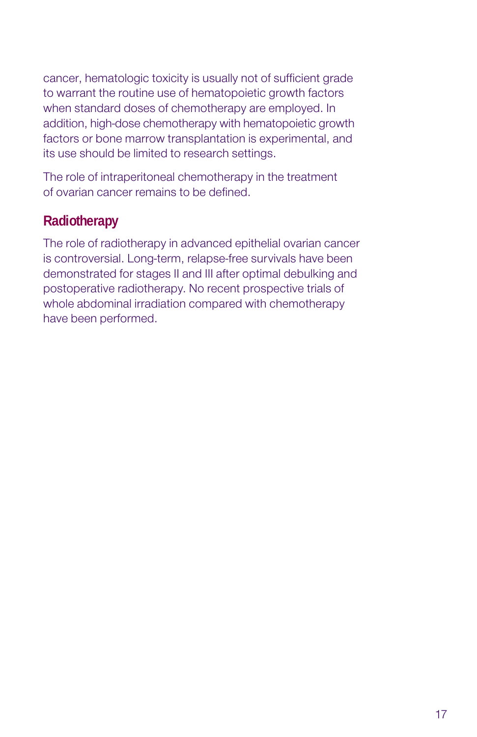cancer, hematologic toxicity is usually not of sufficient grade to warrant the routine use of hematopoietic growth factors when standard doses of chemotherapy are employed. In addition, high-dose chemotherapy with hematopoietic growth factors or bone marrow transplantation is experimental, and its use should be limited to research settings.

The role of intraperitoneal chemotherapy in the treatment of ovarian cancer remains to be defined.

## Radiotherapy

The role of radiotherapy in advanced epithelial ovarian cancer is controversial. Long-term, relapse-free survivals have been demonstrated for stages II and III after optimal debulking and postoperative radiotherapy. No recent prospective trials of whole abdominal irradiation compared with chemotherapy have been performed.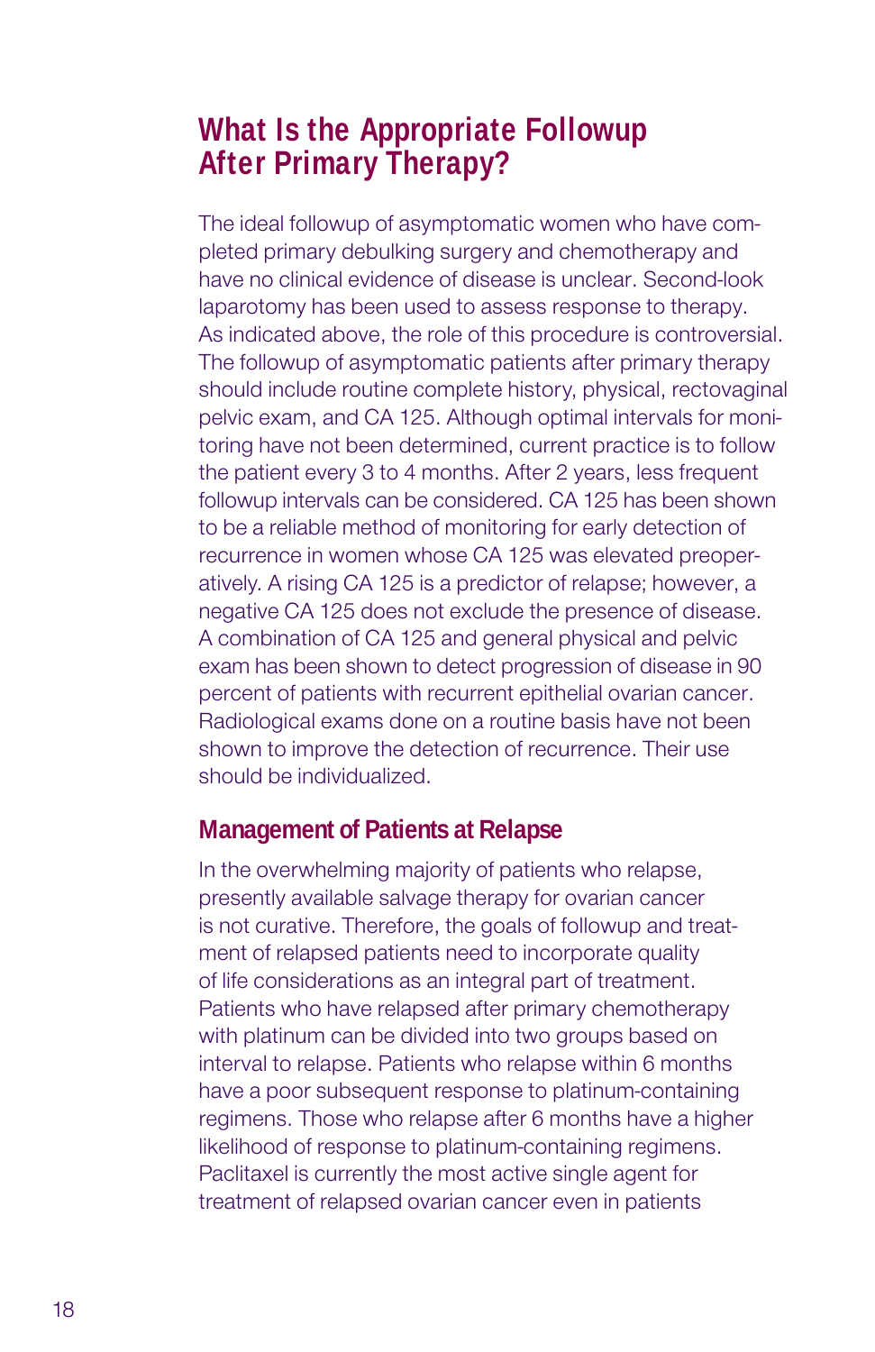## What Is the Appropriate Followup After Primary Therapy?

The ideal followup of asymptomatic women who have completed primary debulking surgery and chemotherapy and have no clinical evidence of disease is unclear. Second-look laparotomy has been used to assess response to therapy. As indicated above, the role of this procedure is controversial. The followup of asymptomatic patients after primary therapy should include routine complete history, physical, rectovaginal pelvic exam, and CA 125. Although optimal intervals for monitoring have not been determined, current practice is to follow the patient every 3 to 4 months. After 2 years, less frequent followup intervals can be considered. CA 125 has been shown to be a reliable method of monitoring for early detection of recurrence in women whose CA 125 was elevated preoperatively. A rising CA 125 is a predictor of relapse; however, a negative CA 125 does not exclude the presence of disease. A combination of CA 125 and general physical and pelvic exam has been shown to detect progression of disease in 90 percent of patients with recurrent epithelial ovarian cancer. Radiological exams done on a routine basis have not been shown to improve the detection of recurrence. Their use should be individualized.

### Management of Patients at Relapse

In the overwhelming majority of patients who relapse, presently available salvage therapy for ovarian cancer is not curative. Therefore, the goals of followup and treatment of relapsed patients need to incorporate quality of life considerations as an integral part of treatment. Patients who have relapsed after primary chemotherapy with platinum can be divided into two groups based on interval to relapse. Patients who relapse within 6 months have a poor subsequent response to platinum-containing regimens. Those who relapse after 6 months have a higher likelihood of response to platinum-containing regimens. Paclitaxel is currently the most active single agent for treatment of relapsed ovarian cancer even in patients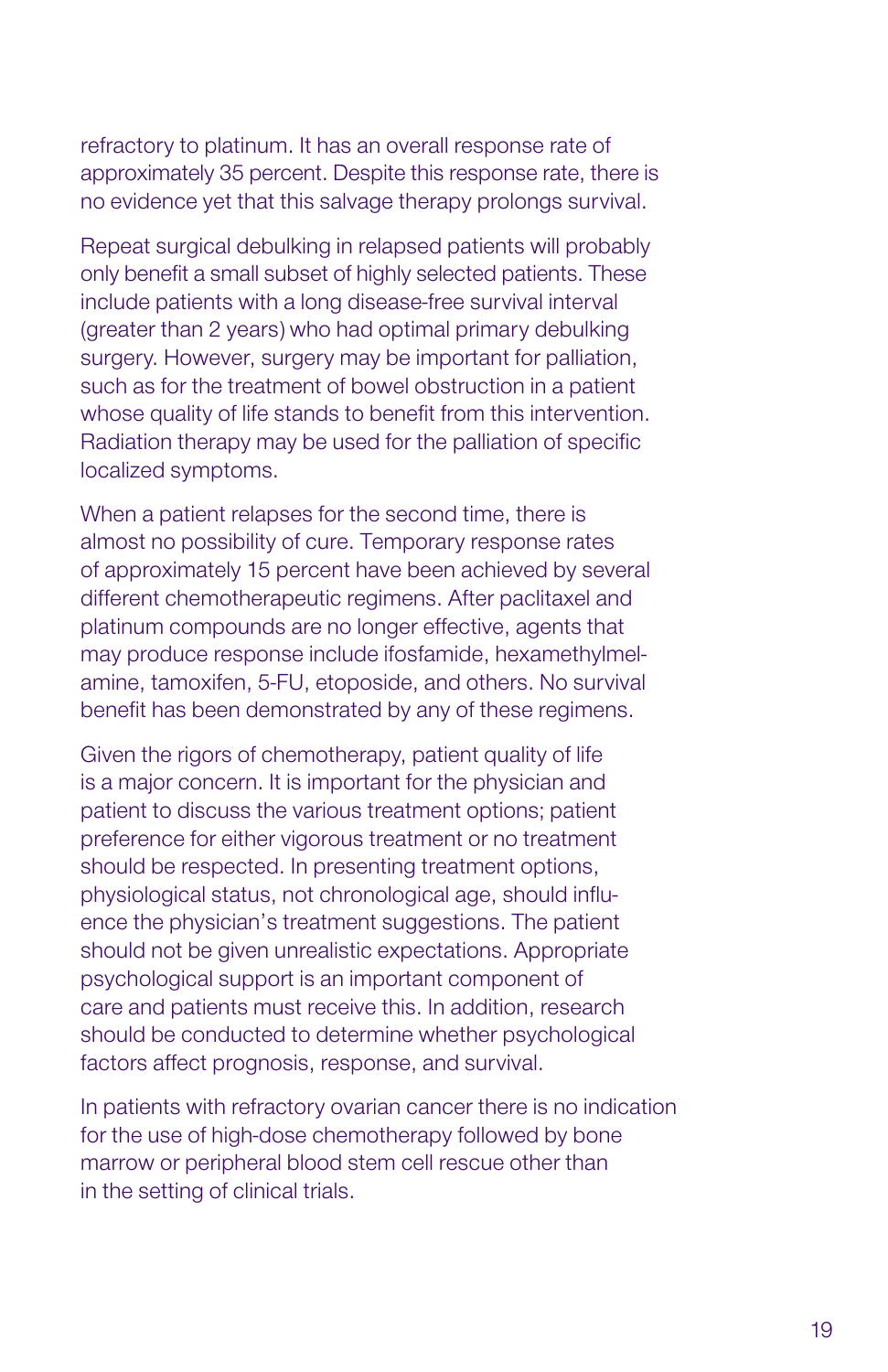refractory to platinum. It has an overall response rate of approximately 35 percent. Despite this response rate, there is no evidence yet that this salvage therapy prolongs survival.

Repeat surgical debulking in relapsed patients will probably only benefit a small subset of highly selected patients. These include patients with a long disease-free survival interval (greater than 2 years) who had optimal primary debulking surgery. However, surgery may be important for palliation, such as for the treatment of bowel obstruction in a patient whose quality of life stands to benefit from this intervention. Radiation therapy may be used for the palliation of specific localized symptoms.

When a patient relapses for the second time, there is almost no possibility of cure. Temporary response rates of approximately 15 percent have been achieved by several different chemotherapeutic regimens. After paclitaxel and platinum compounds are no longer effective, agents that may produce response include ifosfamide, hexamethylmelamine, tamoxifen, 5-FU, etoposide, and others. No survival benefit has been demonstrated by any of these regimens.

Given the rigors of chemotherapy, patient quality of life is a major concern. It is important for the physician and patient to discuss the various treatment options; patient preference for either vigorous treatment or no treatment should be respected. In presenting treatment options, physiological status, not chronological age, should influence the physician's treatment suggestions. The patient should not be given unrealistic expectations. Appropriate psychological support is an important component of care and patients must receive this. In addition, research should be conducted to determine whether psychological factors affect prognosis, response, and survival.

In patients with refractory ovarian cancer there is no indication for the use of high-dose chemotherapy followed by bone marrow or peripheral blood stem cell rescue other than in the setting of clinical trials.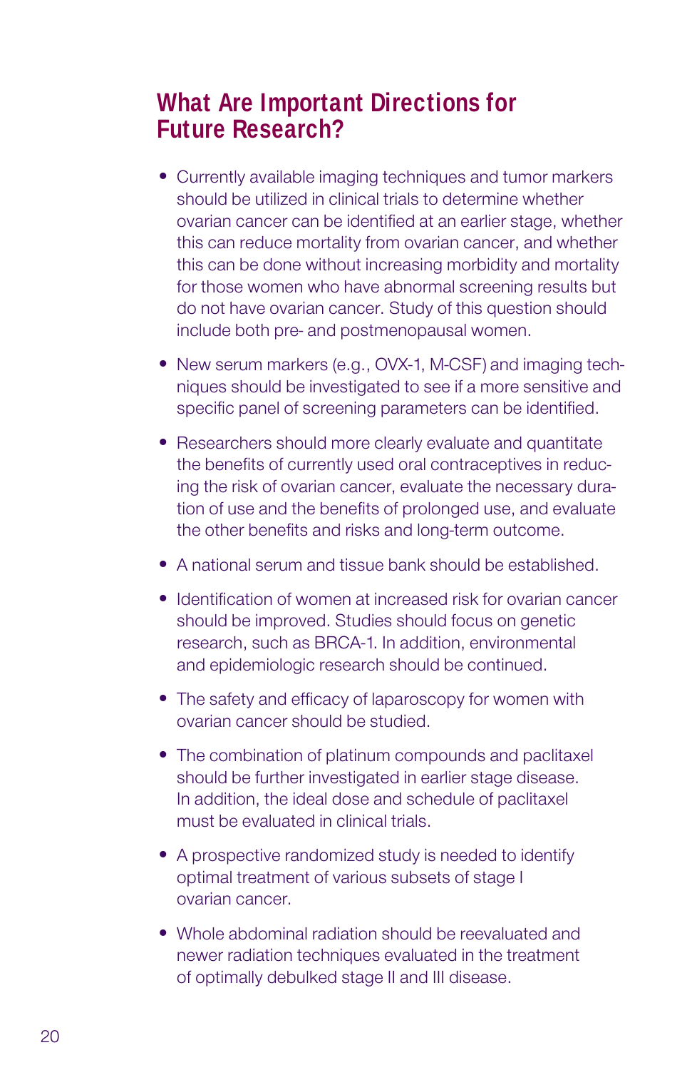## What Are Important Directions for Future Research?

- Currently available imaging techniques and tumor markers should be utilized in clinical trials to determine whether ovarian cancer can be identified at an earlier stage, whether this can reduce mortality from ovarian cancer, and whether this can be done without increasing morbidity and mortality for those women who have abnormal screening results but do not have ovarian cancer. Study of this question should include both pre- and postmenopausal women.
- New serum markers (e.g., OVX-1, M-CSF) and imaging techniques should be investigated to see if a more sensitive and specific panel of screening parameters can be identified.
- Researchers should more clearly evaluate and quantitate the benefits of currently used oral contraceptives in reducing the risk of ovarian cancer, evaluate the necessary duration of use and the benefits of prolonged use, and evaluate the other benefits and risks and long-term outcome.
- A national serum and tissue bank should be established.
- Identification of women at increased risk for ovarian cancer should be improved. Studies should focus on genetic research, such as BRCA-1. In addition, environmental and epidemiologic research should be continued.
- The safety and efficacy of laparoscopy for women with ovarian cancer should be studied.
- The combination of platinum compounds and paclitaxel should be further investigated in earlier stage disease. In addition, the ideal dose and schedule of paclitaxel must be evaluated in clinical trials.
- A prospective randomized study is needed to identify optimal treatment of various subsets of stage I ovarian cancer.
- Whole abdominal radiation should be reevaluated and newer radiation techniques evaluated in the treatment of optimally debulked stage II and III disease.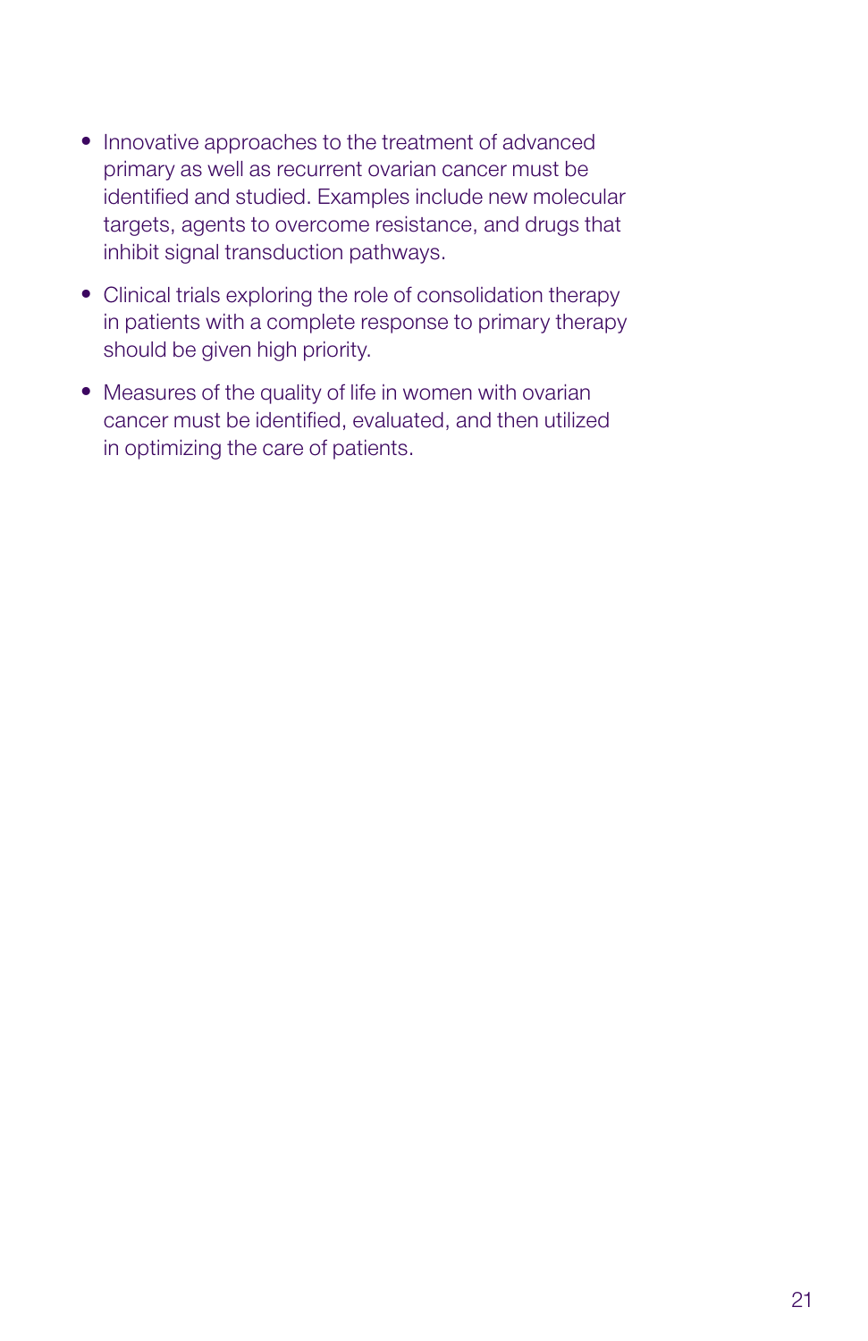- Innovative approaches to the treatment of advanced primary as well as recurrent ovarian cancer must be identified and studied. Examples include new molecular targets, agents to overcome resistance, and drugs that inhibit signal transduction pathways.
- Clinical trials exploring the role of consolidation therapy in patients with a complete response to primary therapy should be given high priority.
- Measures of the quality of life in women with ovarian cancer must be identified, evaluated, and then utilized in optimizing the care of patients.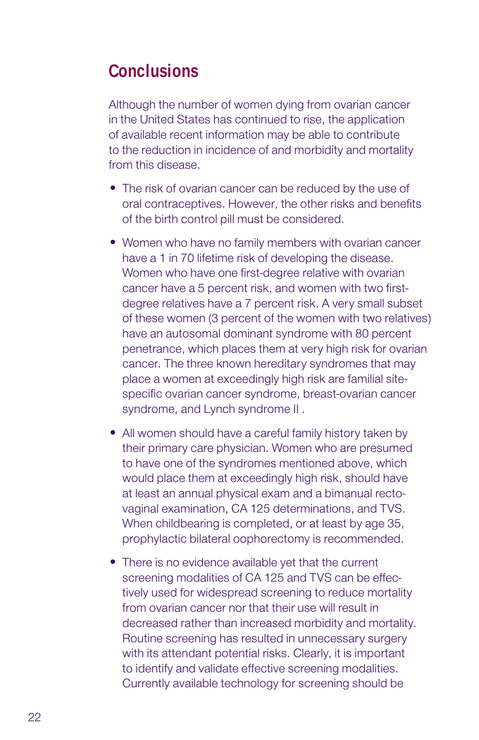## Conclusions

Although the number of women dying from ovarian cancer in the United States has continued to rise, the application of available recent information may be able to contribute to the reduction in incidence of and morbidity and mortality from this disease.

- The risk of ovarian cancer can be reduced by the use of oral contraceptives. However, the other risks and benefits of the birth control pill must be considered.

- Women who have no family members with ovarian cancer have a 1 in 70 lifetime risk of developing the disease. Women who have one first-degree relative with ovarian cancer have a 5 percent risk, and women with two first-degree relatives have a 7 percent risk. A very small subset of these women (3 percent of the women with two relatives) have an autosomal dominant syndrome with 80 percent penetrance, which places them at very high risk for ovarian cancer. The three known hereditary syndromes that may place a women at exceedingly high risk are familial site-specific ovarian cancer syndrome, breast-ovarian cancer syndrome, and Lynch syndrome II .

- All women should have a careful family history taken by their primary care physician. Women who are presumed to have one of the syndromes mentioned above, which would place them at exceedingly high risk, should have at least an annual physical exam and a bimanual recto-vaginal examination, CA 125 determinations, and TVS. When childbearing is completed, or at least by age 35, prophylactic bilateral oophorectomy is recommended.

- There is no evidence available yet that the current screening modalities of CA 125 and TVS can be effectively used for widespread screening to reduce mortality from ovarian cancer nor that their use will result in decreased rather than increased morbidity and mortality. Routine screening has resulted in unnecessary surgery with its attendant potential risks. Clearly, it is important to identify and validate effective screening modalities. Currently available technology for screening should be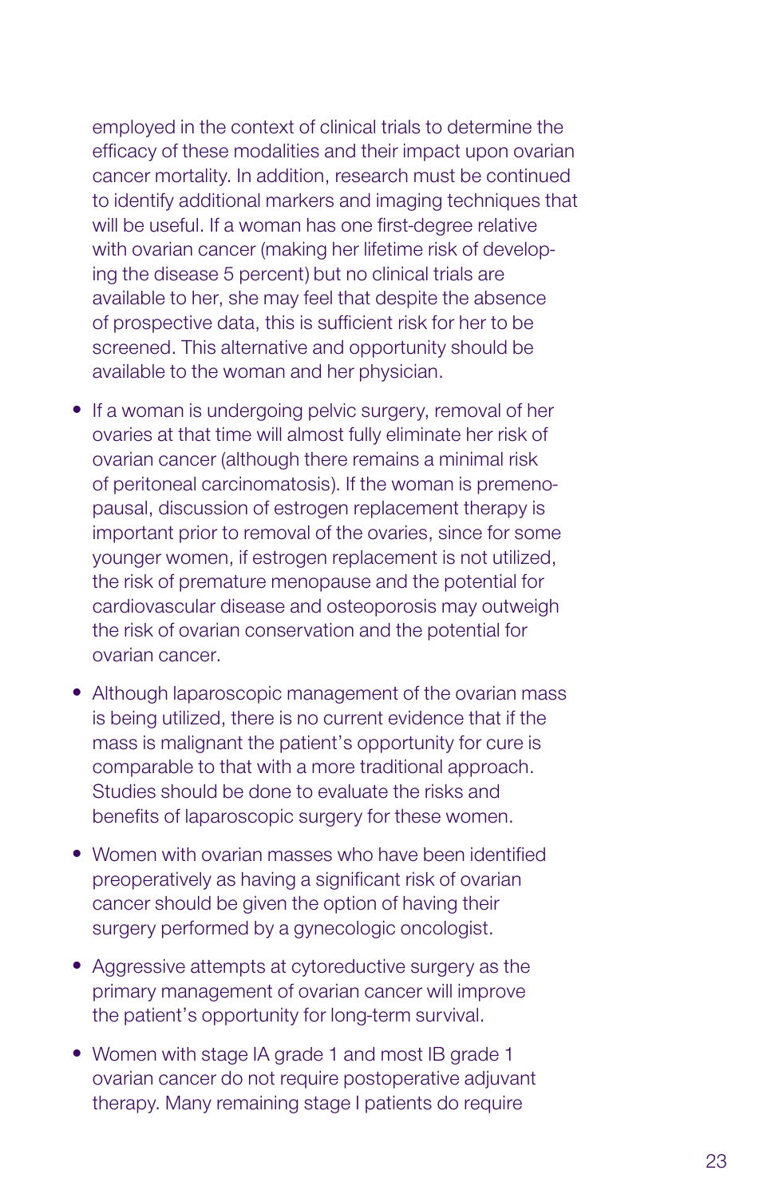employed in the context of clinical trials to determine the efficacy of these modalities and their impact upon ovarian cancer mortality. In addition, research must be continued to identify additional markers and imaging techniques that will be useful. If a woman has one first-degree relative with ovarian cancer (making her lifetime risk of developing the disease 5 percent) but no clinical trials are available to her, she may feel that despite the absence of prospective data, this is sufficient risk for her to be screened. This alternative and opportunity should be available to the woman and her physician.

- If a woman is undergoing pelvic surgery, removal of her ovaries at that time will almost fully eliminate her risk of ovarian cancer (although there remains a minimal risk of peritoneal carcinomatosis). If the woman is premenopausal, discussion of estrogen replacement therapy is important prior to removal of the ovaries, since for some younger women, if estrogen replacement is not utilized, the risk of premature menopause and the potential for cardiovascular disease and osteoporosis may outweigh the risk of ovarian conservation and the potential for ovarian cancer.

- Although laparoscopic management of the ovarian mass is being utilized, there is no current evidence that if the mass is malignant the patient's opportunity for cure is comparable to that with a more traditional approach. Studies should be done to evaluate the risks and benefits of laparoscopic surgery for these women.

- Women with ovarian masses who have been identified preoperatively as having a significant risk of ovarian cancer should be given the option of having their surgery performed by a gynecologic oncologist.

- Aggressive attempts at cytoreductive surgery as the primary management of ovarian cancer will improve the patient's opportunity for long-term survival.

- Women with stage IA grade 1 and most IB grade 1 ovarian cancer do not require postoperative adjuvant therapy. Many remaining stage I patients do require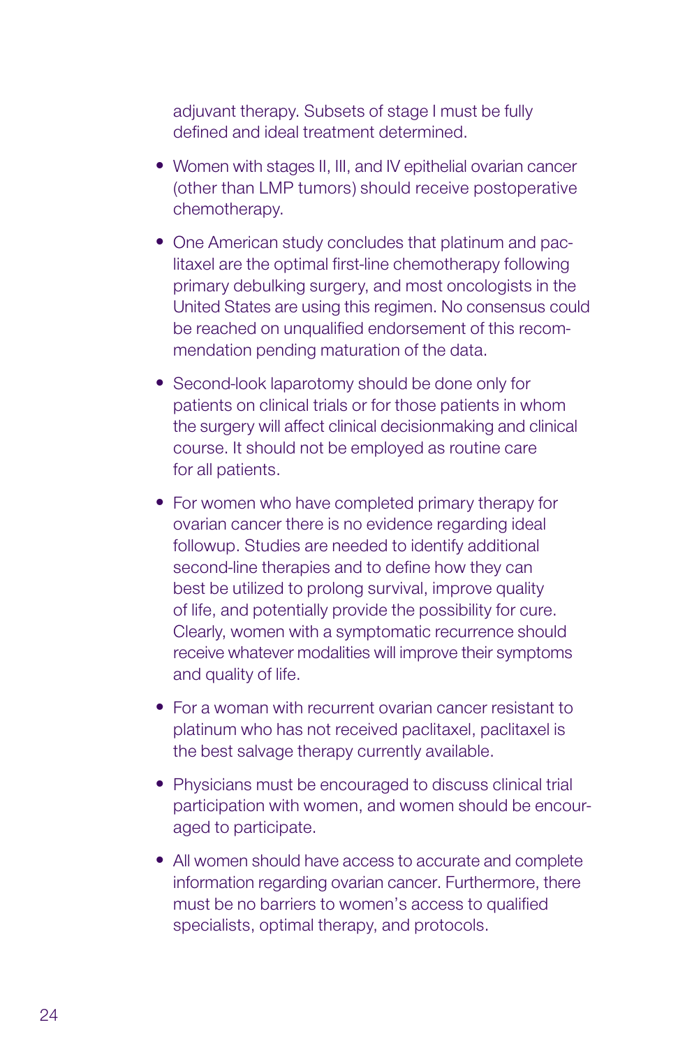adjuvant therapy. Subsets of stage I must be fully defined and ideal treatment determined.

- Women with stages II, III, and IV epithelial ovarian cancer (other than LMP tumors) should receive postoperative chemotherapy.

- One American study concludes that platinum and paclitaxel are the optimal first-line chemotherapy following primary debulking surgery, and most oncologists in the United States are using this regimen. No consensus could be reached on unqualified endorsement of this recommendation pending maturation of the data.

- Second-look laparotomy should be done only for patients on clinical trials or for those patients in whom the surgery will affect clinical decisionmaking and clinical course. It should not be employed as routine care for all patients.

- For women who have completed primary therapy for ovarian cancer there is no evidence regarding ideal followup. Studies are needed to identify additional second-line therapies and to define how they can best be utilized to prolong survival, improve quality of life, and potentially provide the possibility for cure. Clearly, women with a symptomatic recurrence should receive whatever modalities will improve their symptoms and quality of life.

- For a woman with recurrent ovarian cancer resistant to platinum who has not received paclitaxel, paclitaxel is the best salvage therapy currently available.

- Physicians must be encouraged to discuss clinical trial participation with women, and women should be encouraged to participate.

- All women should have access to accurate and complete information regarding ovarian cancer. Furthermore, there must be no barriers to women's access to qualified specialists, optimal therapy, and protocols.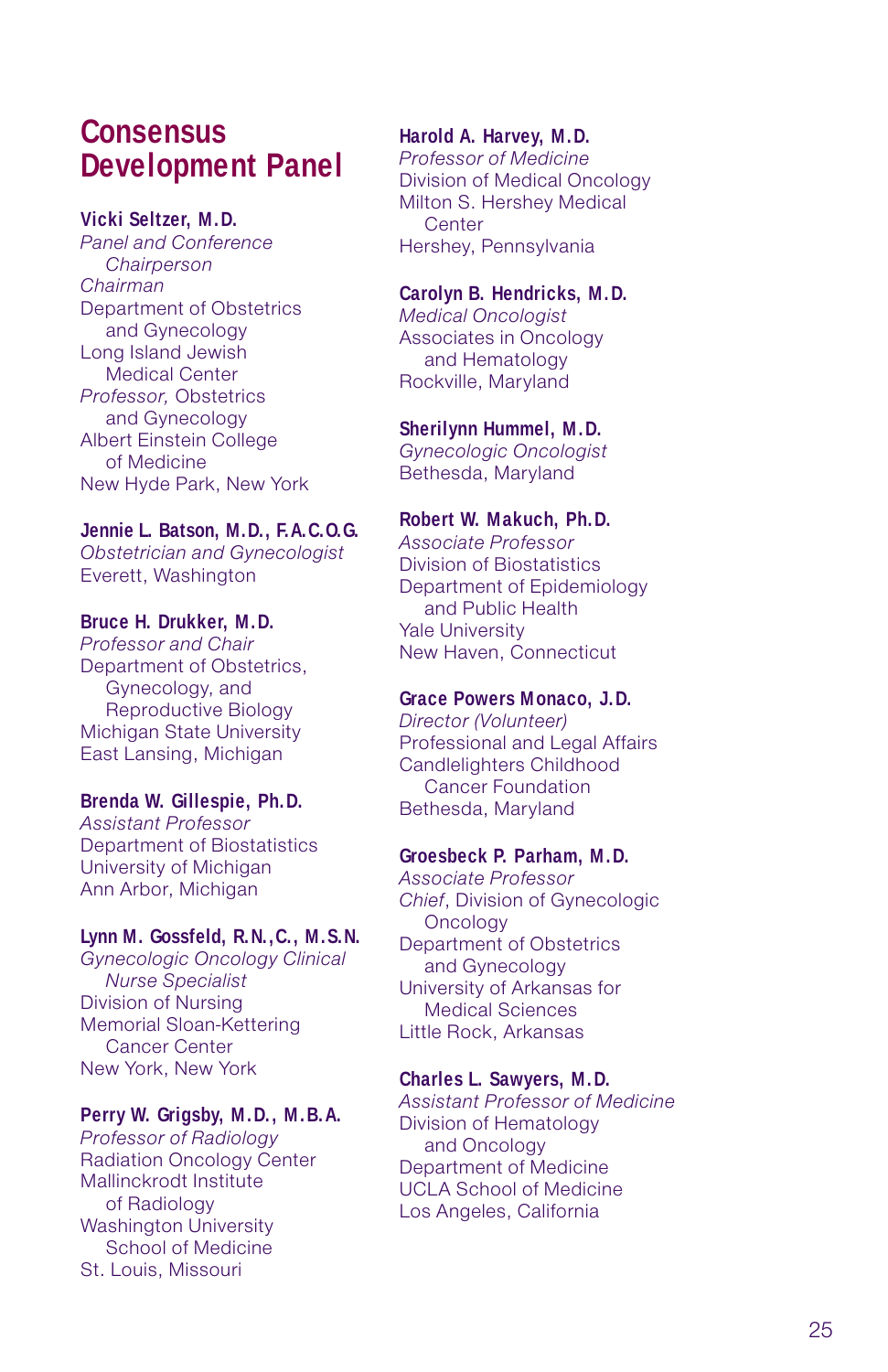# Consensus Development Panel

**Vicki Seltzer, M.D.**
*Panel and Conference Chairperson*
*Chairman*
Department of Obstetrics and Gynecology
Long Island Jewish Medical Center
*Professor,* Obstetrics and Gynecology
Albert Einstein College of Medicine
New Hyde Park, New York

**Jennie L. Batson, M.D., F.A.C.O.G.**
*Obstetrician and Gynecologist*
Everett, Washington

**Bruce H. Drukker, M.D.**
*Professor and Chair*
Department of Obstetrics, Gynecology, and Reproductive Biology
Michigan State University
East Lansing, Michigan

**Brenda W. Gillespie, Ph.D.**
*Assistant Professor*
Department of Biostatistics
University of Michigan
Ann Arbor, Michigan

**Lynn M. Gossfeld, R.N.,C., M.S.N.**
*Gynecologic Oncology Clinical Nurse Specialist*
Division of Nursing
Memorial Sloan-Kettering Cancer Center
New York, New York

**Perry W. Grigsby, M.D., M.B.A.**
*Professor of Radiology*
Radiation Oncology Center
Mallinckrodt Institute of Radiology
Washington University School of Medicine
St. Louis, Missouri

**Harold A. Harvey, M.D.**
*Professor of Medicine*
Division of Medical Oncology
Milton S. Hershey Medical Center
Hershey, Pennsylvania

**Carolyn B. Hendricks, M.D.**
*Medical Oncologist*
Associates in Oncology and Hematology
Rockville, Maryland

**Sherilynn Hummel, M.D.**
*Gynecologic Oncologist*
Bethesda, Maryland

**Robert W. Makuch, Ph.D.**
*Associate Professor*
Division of Biostatistics
Department of Epidemiology and Public Health
Yale University
New Haven, Connecticut

**Grace Powers Monaco, J.D.**
*Director (Volunteer)*
Professional and Legal Affairs
Candlelighters Childhood Cancer Foundation
Bethesda, Maryland

**Groesbeck P. Parham, M.D.**
*Associate Professor*
*Chief*, Division of Gynecologic Oncology
Department of Obstetrics and Gynecology
University of Arkansas for Medical Sciences
Little Rock, Arkansas

**Charles L. Sawyers, M.D.**
*Assistant Professor of Medicine*
Division of Hematology and Oncology
Department of Medicine
UCLA School of Medicine
Los Angeles, California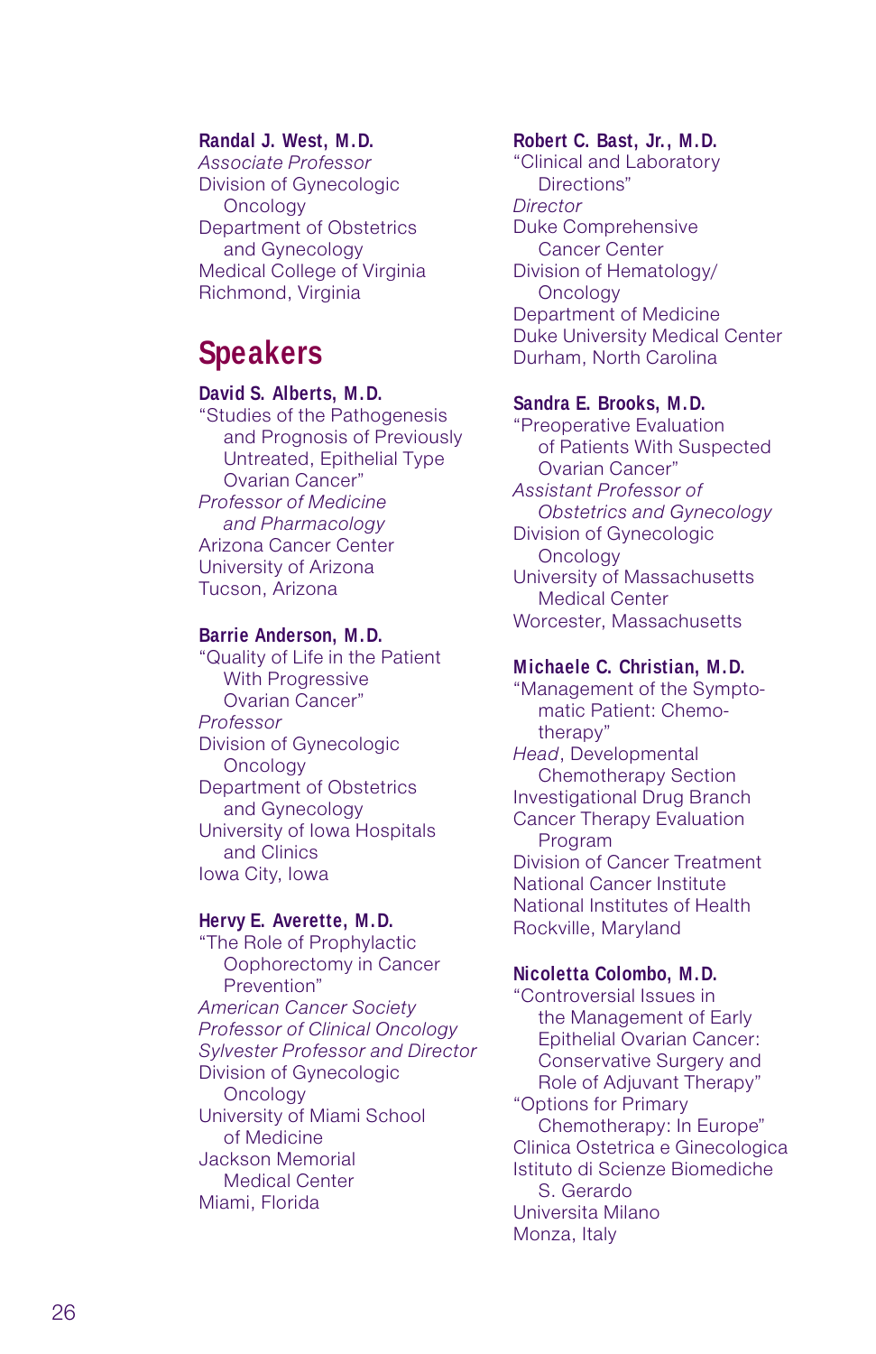**Randal J. West, M.D.**
*Associate Professor*
Division of Gynecologic Oncology
Department of Obstetrics and Gynecology
Medical College of Virginia
Richmond, Virginia

## Speakers

**David S. Alberts, M.D.**
"Studies of the Pathogenesis and Prognosis of Previously Untreated, Epithelial Type Ovarian Cancer"
*Professor of Medicine and Pharmacology*
Arizona Cancer Center
University of Arizona
Tucson, Arizona

**Barrie Anderson, M.D.**
"Quality of Life in the Patient With Progressive Ovarian Cancer"
*Professor*
Division of Gynecologic Oncology
Department of Obstetrics and Gynecology
University of Iowa Hospitals and Clinics
Iowa City, Iowa

**Hervy E. Averette, M.D.**
"The Role of Prophylactic Oophorectomy in Cancer Prevention"
*American Cancer Society Professor of Clinical Oncology*
*Sylvester Professor and Director*
Division of Gynecologic Oncology
University of Miami School of Medicine
Jackson Memorial Medical Center
Miami, Florida

**Robert C. Bast, Jr., M.D.**
"Clinical and Laboratory Directions"
*Director*
Duke Comprehensive Cancer Center
Division of Hematology/Oncology
Department of Medicine
Duke University Medical Center
Durham, North Carolina

**Sandra E. Brooks, M.D.**
"Preoperative Evaluation of Patients With Suspected Ovarian Cancer"
*Assistant Professor of Obstetrics and Gynecology*
Division of Gynecologic Oncology
University of Massachusetts Medical Center
Worcester, Massachusetts

**Michaele C. Christian, M.D.**
"Management of the Symptomatic Patient: Chemotherapy"
*Head*, Developmental Chemotherapy Section
Investigational Drug Branch
Cancer Therapy Evaluation Program
Division of Cancer Treatment
National Cancer Institute
National Institutes of Health
Rockville, Maryland

**Nicoletta Colombo, M.D.**
"Controversial Issues in the Management of Early Epithelial Ovarian Cancer: Conservative Surgery and Role of Adjuvant Therapy"
"Options for Primary Chemotherapy: In Europe"
Clinica Ostetrica e Ginecologica
Istituto di Scienze Biomediche S. Gerardo
Universita Milano
Monza, Italy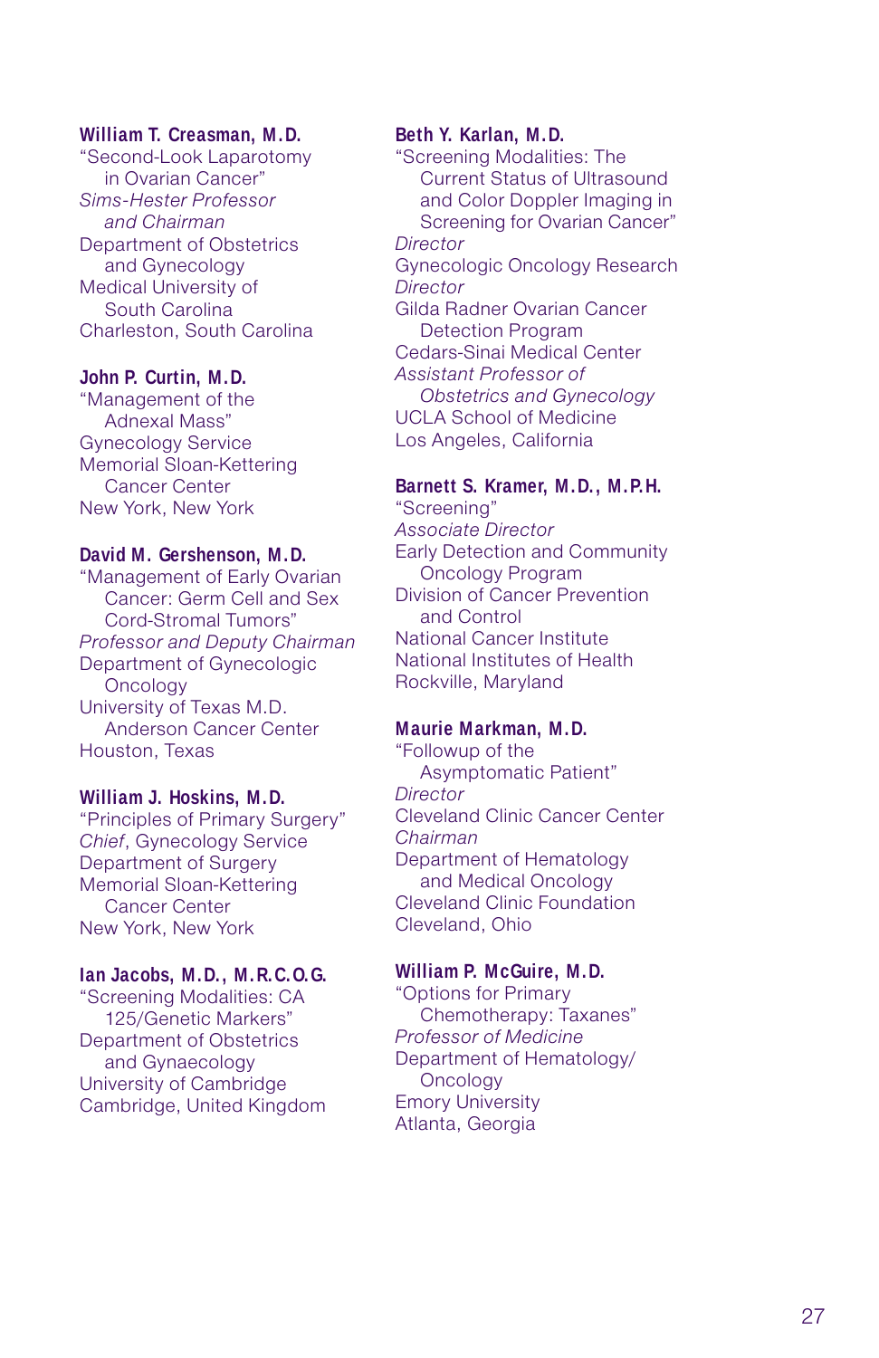**William T. Creasman, M.D.**
"Second-Look Laparotomy in Ovarian Cancer"
*Sims-Hester Professor and Chairman*
Department of Obstetrics and Gynecology
Medical University of South Carolina
Charleston, South Carolina

**John P. Curtin, M.D.**
"Management of the Adnexal Mass"
Gynecology Service
Memorial Sloan-Kettering Cancer Center
New York, New York

**David M. Gershenson, M.D.**
"Management of Early Ovarian Cancer: Germ Cell and Sex Cord-Stromal Tumors"
*Professor and Deputy Chairman*
Department of Gynecologic Oncology
University of Texas M.D. Anderson Cancer Center
Houston, Texas

**William J. Hoskins, M.D.**
"Principles of Primary Surgery"
*Chief*, Gynecology Service
Department of Surgery
Memorial Sloan-Kettering Cancer Center
New York, New York

**Ian Jacobs, M.D., M.R.C.O.G.**
"Screening Modalities: CA 125/Genetic Markers"
Department of Obstetrics and Gynaecology
University of Cambridge
Cambridge, United Kingdom

**Beth Y. Karlan, M.D.**
"Screening Modalities: The Current Status of Ultrasound and Color Doppler Imaging in Screening for Ovarian Cancer"
*Director*
Gynecologic Oncology Research
*Director*
Gilda Radner Ovarian Cancer Detection Program
Cedars-Sinai Medical Center
*Assistant Professor of Obstetrics and Gynecology*
UCLA School of Medicine
Los Angeles, California

**Barnett S. Kramer, M.D., M.P.H.**
"Screening"
*Associate Director*
Early Detection and Community Oncology Program
Division of Cancer Prevention and Control
National Cancer Institute
National Institutes of Health
Rockville, Maryland

**Maurie Markman, M.D.**
"Followup of the Asymptomatic Patient"
*Director*
Cleveland Clinic Cancer Center
*Chairman*
Department of Hematology and Medical Oncology
Cleveland Clinic Foundation
Cleveland, Ohio

**William P. McGuire, M.D.**
"Options for Primary Chemotherapy: Taxanes"
*Professor of Medicine*
Department of Hematology/Oncology
Emory University
Atlanta, Georgia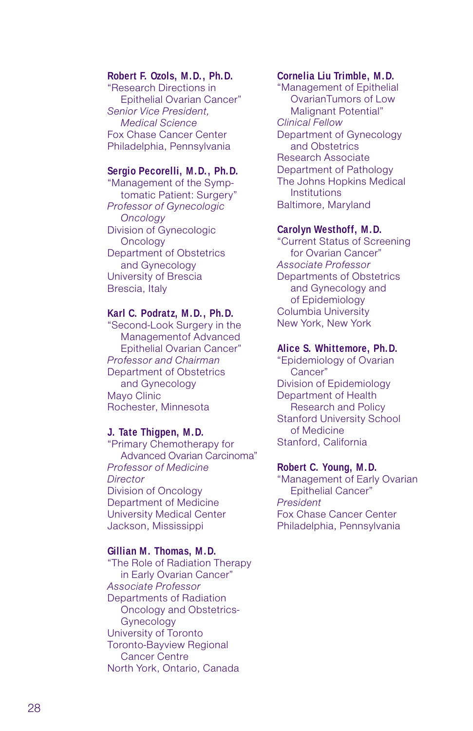**Robert F. Ozols, M.D., Ph.D.**
"Research Directions in Epithelial Ovarian Cancer"
*Senior Vice President, Medical Science*
Fox Chase Cancer Center
Philadelphia, Pennsylvania

**Sergio Pecorelli, M.D., Ph.D.**
"Management of the Symptomatic Patient: Surgery"
*Professor of Gynecologic Oncology*
Division of Gynecologic Oncology
Department of Obstetrics and Gynecology
University of Brescia
Brescia, Italy

**Karl C. Podratz, M.D., Ph.D.**
"Second-Look Surgery in the Managementof Advanced Epithelial Ovarian Cancer"
*Professor and Chairman*
Department of Obstetrics and Gynecology
Mayo Clinic
Rochester, Minnesota

**J. Tate Thigpen, M.D.**
"Primary Chemotherapy for Advanced Ovarian Carcinoma"
*Professor of Medicine*
*Director*
Division of Oncology
Department of Medicine
University Medical Center
Jackson, Mississippi

**Gillian M. Thomas, M.D.**
"The Role of Radiation Therapy in Early Ovarian Cancer"
*Associate Professor*
Departments of Radiation Oncology and Obstetrics-Gynecology
University of Toronto
Toronto-Bayview Regional Cancer Centre
North York, Ontario, Canada

**Cornelia Liu Trimble, M.D.**
"Management of Epithelial OvarianTumors of Low Malignant Potential"
*Clinical Fellow*
Department of Gynecology and Obstetrics
Research Associate
Department of Pathology
The Johns Hopkins Medical Institutions
Baltimore, Maryland

**Carolyn Westhoff, M.D.**
"Current Status of Screening for Ovarian Cancer"
*Associate Professor*
Departments of Obstetrics and Gynecology and of Epidemiology
Columbia University
New York, New York

**Alice S. Whittemore, Ph.D.**
"Epidemiology of Ovarian Cancer"
Division of Epidemiology
Department of Health Research and Policy
Stanford University School of Medicine
Stanford, California

**Robert C. Young, M.D.**
"Management of Early Ovarian Epithelial Cancer"
*President*
Fox Chase Cancer Center
Philadelphia, Pennsylvania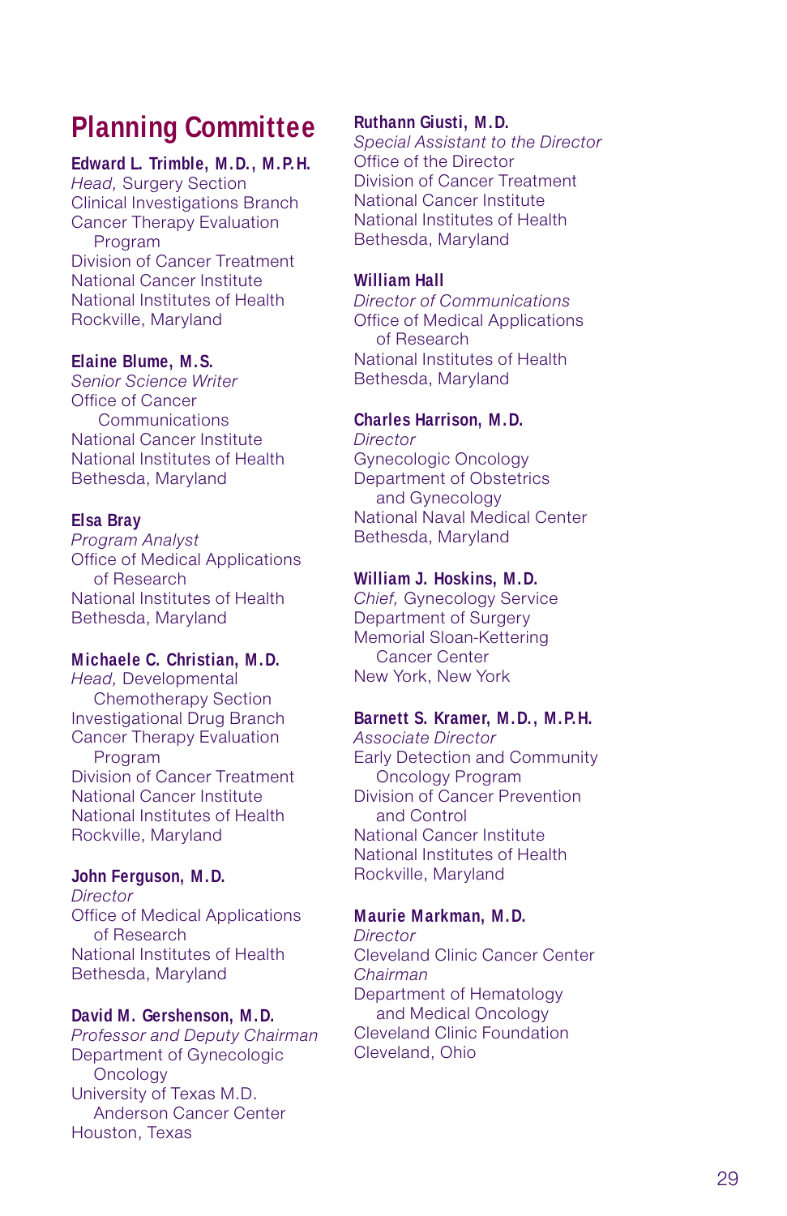# Planning Committee

**Edward L. Trimble, M.D., M.P.H.**
*Head,* Surgery Section
Clinical Investigations Branch
Cancer Therapy Evaluation Program
Division of Cancer Treatment
National Cancer Institute
National Institutes of Health
Rockville, Maryland

**Elaine Blume, M.S.**
*Senior Science Writer*
Office of Cancer Communications
National Cancer Institute
National Institutes of Health
Bethesda, Maryland

**Elsa Bray**
*Program Analyst*
Office of Medical Applications of Research
National Institutes of Health
Bethesda, Maryland

**Michaele C. Christian, M.D.**
*Head,* Developmental Chemotherapy Section
Investigational Drug Branch
Cancer Therapy Evaluation Program
Division of Cancer Treatment
National Cancer Institute
National Institutes of Health
Rockville, Maryland

**John Ferguson, M.D.**
*Director*
Office of Medical Applications of Research
National Institutes of Health
Bethesda, Maryland

**David M. Gershenson, M.D.**
*Professor and Deputy Chairman*
Department of Gynecologic Oncology
University of Texas M.D. Anderson Cancer Center
Houston, Texas

**Ruthann Giusti, M.D.**
*Special Assistant to the Director*
Office of the Director
Division of Cancer Treatment
National Cancer Institute
National Institutes of Health
Bethesda, Maryland

**William Hall**
*Director of Communications*
Office of Medical Applications of Research
National Institutes of Health
Bethesda, Maryland

**Charles Harrison, M.D.**
*Director*
Gynecologic Oncology
Department of Obstetrics and Gynecology
National Naval Medical Center
Bethesda, Maryland

**William J. Hoskins, M.D.**
*Chief,* Gynecology Service
Department of Surgery
Memorial Sloan-Kettering Cancer Center
New York, New York

**Barnett S. Kramer, M.D., M.P.H.**
*Associate Director*
Early Detection and Community Oncology Program
Division of Cancer Prevention and Control
National Cancer Institute
National Institutes of Health
Rockville, Maryland

**Maurie Markman, M.D.**
*Director*
Cleveland Clinic Cancer Center
*Chairman*
Department of Hematology and Medical Oncology
Cleveland Clinic Foundation
Cleveland, Ohio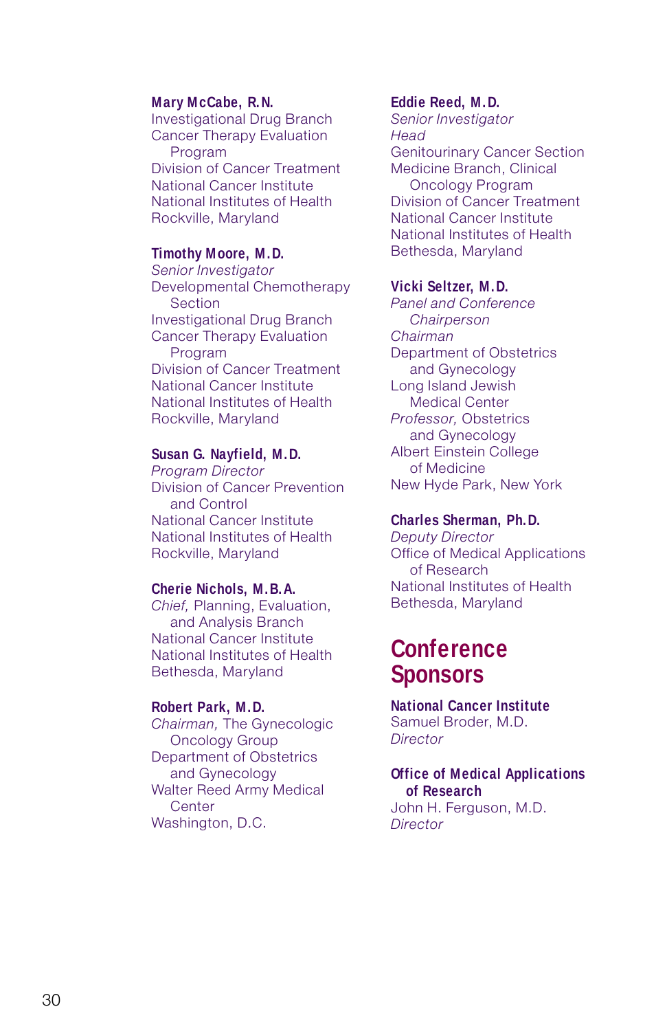**Mary McCabe, R.N.**
Investigational Drug Branch
Cancer Therapy Evaluation Program
Division of Cancer Treatment
National Cancer Institute
National Institutes of Health
Rockville, Maryland

**Timothy Moore, M.D.**
*Senior Investigator*
Developmental Chemotherapy Section
Investigational Drug Branch
Cancer Therapy Evaluation Program
Division of Cancer Treatment
National Cancer Institute
National Institutes of Health
Rockville, Maryland

**Susan G. Nayfield, M.D.**
*Program Director*
Division of Cancer Prevention and Control
National Cancer Institute
National Institutes of Health
Rockville, Maryland

**Cherie Nichols, M.B.A.**
*Chief,* Planning, Evaluation, and Analysis Branch
National Cancer Institute
National Institutes of Health
Bethesda, Maryland

**Robert Park, M.D.**
*Chairman,* The Gynecologic Oncology Group
Department of Obstetrics and Gynecology
Walter Reed Army Medical Center
Washington, D.C.

**Eddie Reed, M.D.**
*Senior Investigator*
*Head*
Genitourinary Cancer Section
Medicine Branch, Clinical Oncology Program
Division of Cancer Treatment
National Cancer Institute
National Institutes of Health
Bethesda, Maryland

**Vicki Seltzer, M.D.**
*Panel and Conference Chairperson*
*Chairman*
Department of Obstetrics and Gynecology
Long Island Jewish Medical Center
*Professor,* Obstetrics and Gynecology
Albert Einstein College of Medicine
New Hyde Park, New York

**Charles Sherman, Ph.D.**
*Deputy Director*
Office of Medical Applications of Research
National Institutes of Health
Bethesda, Maryland

## Conference Sponsors

**National Cancer Institute**
Samuel Broder, M.D.
*Director*

**Office of Medical Applications of Research**
John H. Ferguson, M.D.
*Director*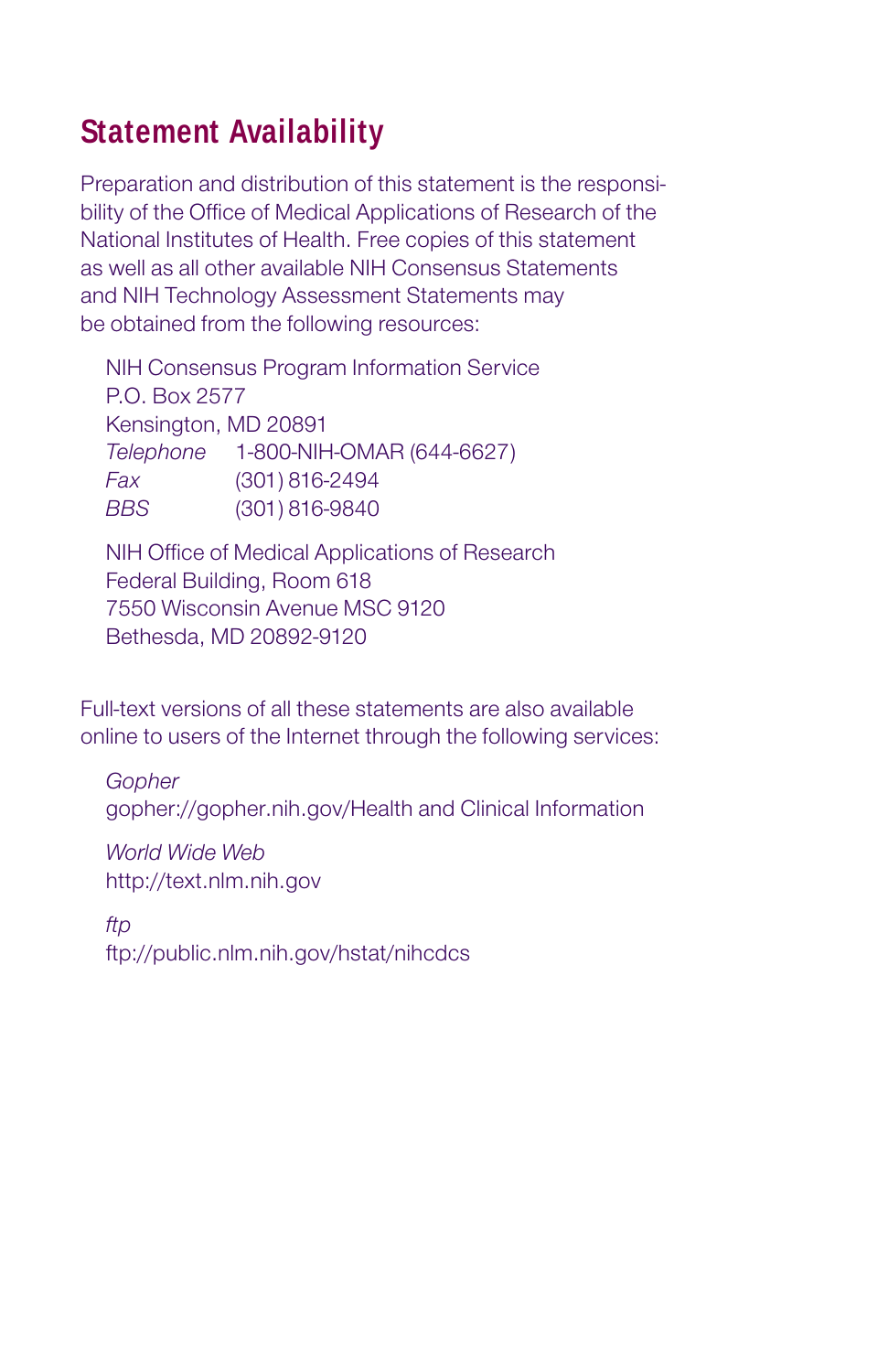## Statement Availability

Preparation and distribution of this statement is the responsibility of the Office of Medical Applications of Research of the National Institutes of Health. Free copies of this statement as well as all other available NIH Consensus Statements and NIH Technology Assessment Statements may be obtained from the following resources:

NIH Consensus Program Information Service
P.O. Box 2577
Kensington, MD 20891
*Telephone* 1-800-NIH-OMAR (644-6627)
*Fax* (301) 816-2494
*BBS* (301) 816-9840

NIH Office of Medical Applications of Research
Federal Building, Room 618
7550 Wisconsin Avenue MSC 9120
Bethesda, MD 20892-9120

Full-text versions of all these statements are also available online to users of the Internet through the following services:

*Gopher*
gopher://gopher.nih.gov/Health and Clinical Information

*World Wide Web*
http://text.nlm.nih.gov

*ftp*
ftp://public.nlm.nih.gov/hstat/nihcdcs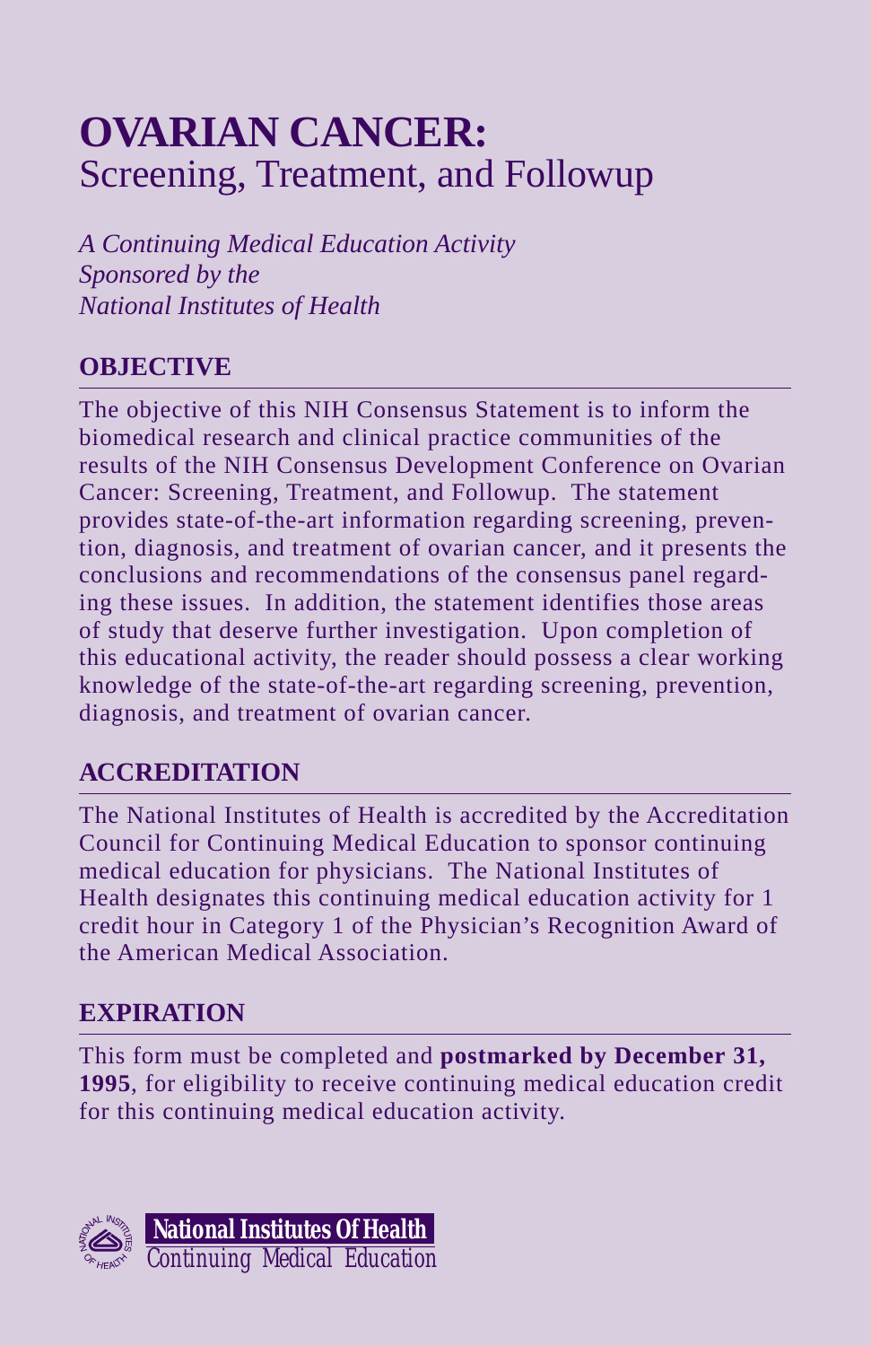# OVARIAN CANCER:
## Screening, Treatment, and Followup

*A Continuing Medical Education Activity*
*Sponsored by the*
*National Institutes of Health*

## OBJECTIVE

The objective of this NIH Consensus Statement is to inform the biomedical research and clinical practice communities of the results of the NIH Consensus Development Conference on Ovarian Cancer: Screening, Treatment, and Followup. The statement provides state-of-the-art information regarding screening, prevention, diagnosis, and treatment of ovarian cancer, and it presents the conclusions and recommendations of the consensus panel regarding these issues. In addition, the statement identifies those areas of study that deserve further investigation. Upon completion of this educational activity, the reader should possess a clear working knowledge of the state-of-the-art regarding screening, prevention, diagnosis, and treatment of ovarian cancer.

## ACCREDITATION

The National Institutes of Health is accredited by the Accreditation Council for Continuing Medical Education to sponsor continuing medical education for physicians. The National Institutes of Health designates this continuing medical education activity for 1 credit hour in Category 1 of the Physician's Recognition Award of the American Medical Association.

## EXPIRATION

This form must be completed and **postmarked by December 31, 1995**, for eligibility to receive continuing medical education credit for this continuing medical education activity.

**National Institutes Of Health**
Continuing Medical Education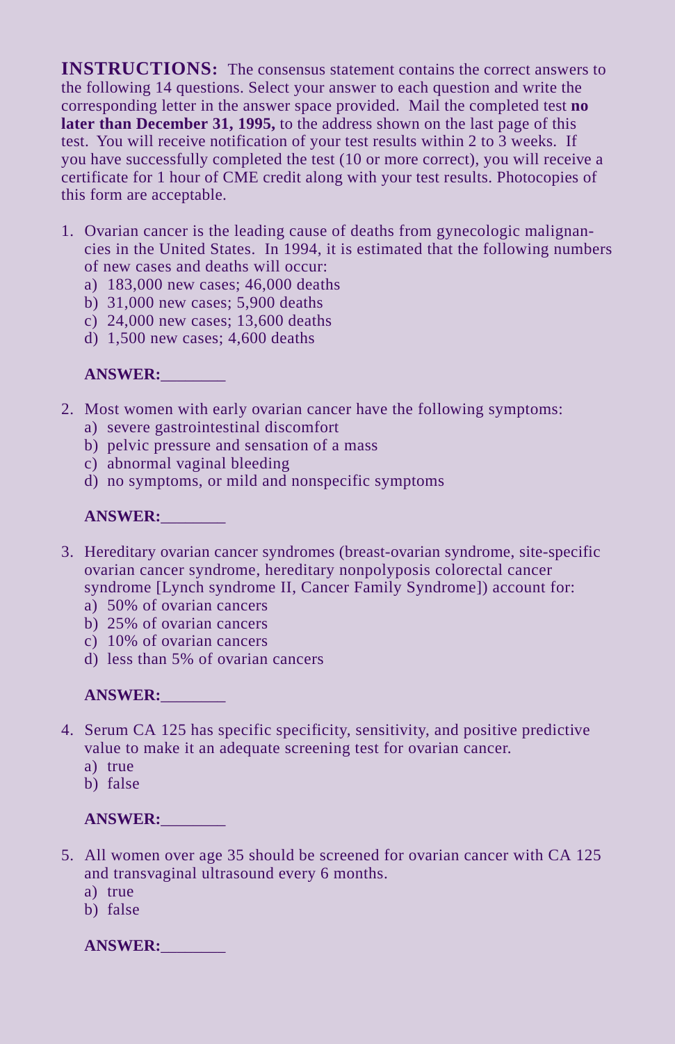**INSTRUCTIONS:** The consensus statement contains the correct answers to the following 14 questions. Select your answer to each question and write the corresponding letter in the answer space provided. Mail the completed test **no later than December 31, 1995,** to the address shown on the last page of this test. You will receive notification of your test results within 2 to 3 weeks. If you have successfully completed the test (10 or more correct), you will receive a certificate for 1 hour of CME credit along with your test results. Photocopies of this form are acceptable.

1. Ovarian cancer is the leading cause of deaths from gynecologic malignancies in the United States. In 1994, it is estimated that the following numbers of new cases and deaths will occur:
   a) 183,000 new cases; 46,000 deaths
   b) 31,000 new cases; 5,900 deaths
   c) 24,000 new cases; 13,600 deaths
   d) 1,500 new cases; 4,600 deaths

   **ANSWER:**________

2. Most women with early ovarian cancer have the following symptoms:
   a) severe gastrointestinal discomfort
   b) pelvic pressure and sensation of a mass
   c) abnormal vaginal bleeding
   d) no symptoms, or mild and nonspecific symptoms

   **ANSWER:**________

3. Hereditary ovarian cancer syndromes (breast-ovarian syndrome, site-specific ovarian cancer syndrome, hereditary nonpolyposis colorectal cancer syndrome [Lynch syndrome II, Cancer Family Syndrome]) account for:
   a) 50% of ovarian cancers
   b) 25% of ovarian cancers
   c) 10% of ovarian cancers
   d) less than 5% of ovarian cancers

   **ANSWER:**________

4. Serum CA 125 has specific specificity, sensitivity, and positive predictive value to make it an adequate screening test for ovarian cancer.
   a) true
   b) false

   **ANSWER:**________

5. All women over age 35 should be screened for ovarian cancer with CA 125 and transvaginal ultrasound every 6 months.
   a) true
   b) false

   **ANSWER:**________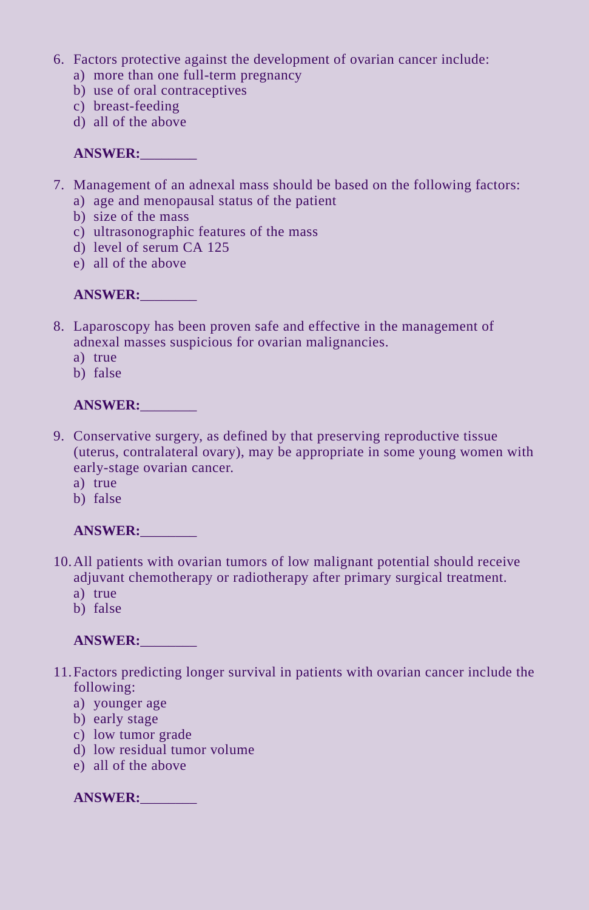6. Factors protective against the development of ovarian cancer include:
   a) more than one full-term pregnancy
   b) use of oral contraceptives
   c) breast-feeding
   d) all of the above

   **ANSWER:**________

7. Management of an adnexal mass should be based on the following factors:
   a) age and menopausal status of the patient
   b) size of the mass
   c) ultrasonographic features of the mass
   d) level of serum CA 125
   e) all of the above

   **ANSWER:**________

8. Laparoscopy has been proven safe and effective in the management of adnexal masses suspicious for ovarian malignancies.
   a) true
   b) false

   **ANSWER:**________

9. Conservative surgery, as defined by that preserving reproductive tissue (uterus, contralateral ovary), may be appropriate in some young women with early-stage ovarian cancer.
   a) true
   b) false

   **ANSWER:**________

10. All patients with ovarian tumors of low malignant potential should receive adjuvant chemotherapy or radiotherapy after primary surgical treatment.
    a) true
    b) false

    **ANSWER:**________

11. Factors predicting longer survival in patients with ovarian cancer include the following:
    a) younger age
    b) early stage
    c) low tumor grade
    d) low residual tumor volume
    e) all of the above

    **ANSWER:**________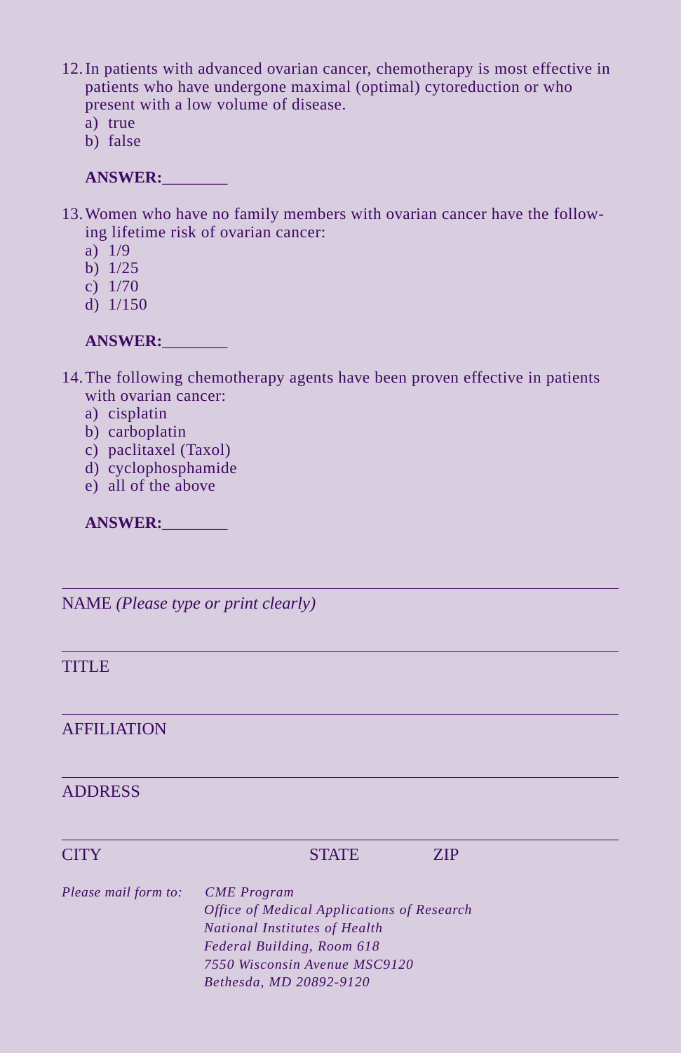12. In patients with advanced ovarian cancer, chemotherapy is most effective in patients who have undergone maximal (optimal) cytoreduction or who present with a low volume of disease.
    a) true
    b) false

    **ANSWER:**________

13. Women who have no family members with ovarian cancer have the following lifetime risk of ovarian cancer:
    a) 1/9
    b) 1/25
    c) 1/70
    d) 1/150

    **ANSWER:**________

14. The following chemotherapy agents have been proven effective in patients with ovarian cancer:
    a) cisplatin
    b) carboplatin
    c) paclitaxel (Taxol)
    d) cyclophosphamide
    e) all of the above

    **ANSWER:**________

---

NAME *(Please type or print clearly)*

---

TITLE

---

AFFILIATION

---

ADDRESS

---

CITY STATE ZIP

*Please mail form to:* *CME Program*
*Office of Medical Applications of Research*
*National Institutes of Health*
*Federal Building, Room 618*
*7550 Wisconsin Avenue MSC9120*
*Bethesda, MD 20892-9120*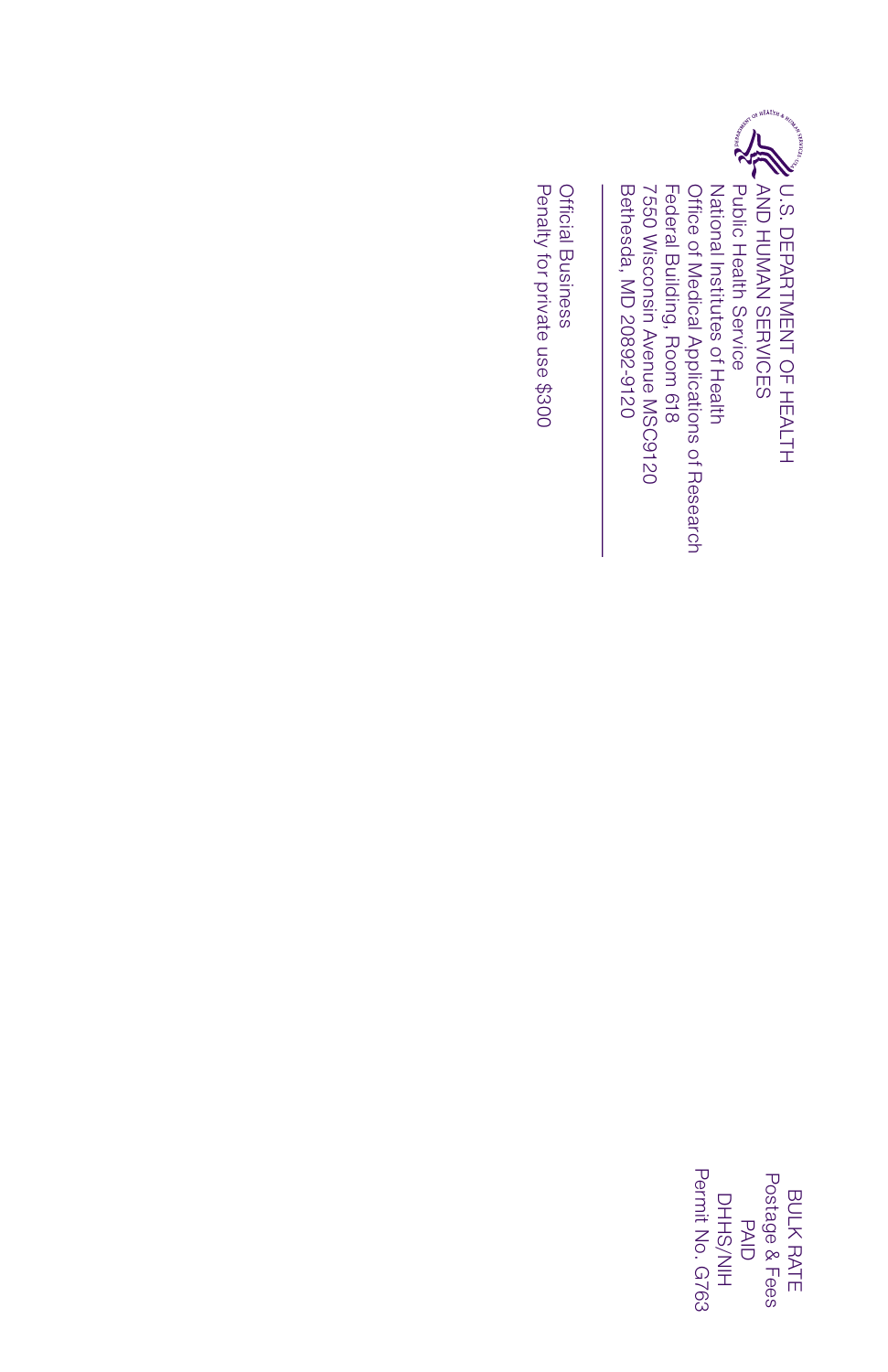U.S. DEPARTMENT OF HEALTH
AND HUMAN SERVICES
Public Health Service
National Institutes of Health
Office of Medical Applications of Research
Federal Building, Room 618
7550 Wisconsin Avenue MSC9120
Bethesda, MD 20892-9120

Official Business
Penalty for private use $300

BULK RATE
Postage & Fees
PAID
DHHS/NIH
Permit No. G763